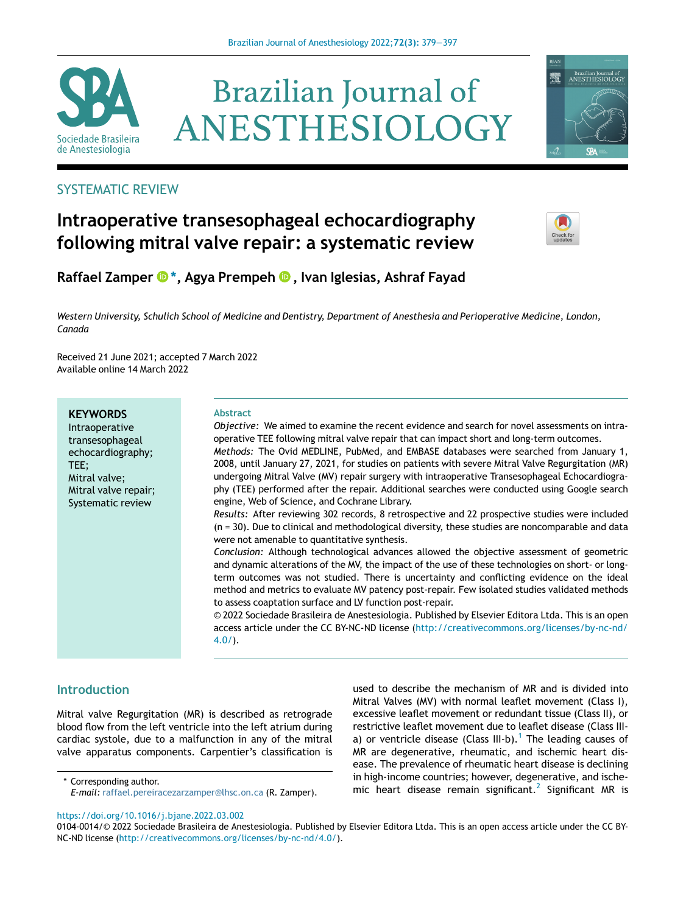SYSTEMATIC REVIEW

# Intraoperative transesophageal echocardiography following mitral valve repair: a systematic review

**Raffael Zamper \*, Agya Prempeh, Ivan Iglesias, Ashraf Fayad**

*Western University, Schulich School of Medicine and Dentistry, Department of Anesthesia and Perioperative Medicine, London, Canada*

Received 21 June 2021; accepted 7 March 2022
Available online 14 March 2022

**KEYWORDS**
Intraoperative transesophageal echocardiography;
TEE;
Mitral valve;
Mitral valve repair;
Systematic review

**Abstract**

*Objective:* We aimed to examine the recent evidence and search for novel assessments on intraoperative TEE following mitral valve repair that can impact short and long-term outcomes.

*Methods:* The Ovid MEDLINE, PubMed, and EMBASE databases were searched from January 1, 2008, until January 27, 2021, for studies on patients with severe Mitral Valve Regurgitation (MR) undergoing Mitral Valve (MV) repair surgery with intraoperative Transesophageal Echocardiography (TEE) performed after the repair. Additional searches were conducted using Google search engine, Web of Science, and Cochrane Library.

*Results:* After reviewing 302 records, 8 retrospective and 22 prospective studies were included (n = 30). Due to clinical and methodological diversity, these studies are noncomparable and data were not amenable to quantitative synthesis.

*Conclusion:* Although technological advances allowed the objective assessment of geometric and dynamic alterations of the MV, the impact of the use of these technologies on short- or long-term outcomes was not studied. There is uncertainty and conflicting evidence on the ideal method and metrics to evaluate MV patency post-repair. Few isolated studies validated methods to assess coaptation surface and LV function post-repair.

© 2022 Sociedade Brasileira de Anestesiologia. Published by Elsevier Editora Ltda. This is an open access article under the CC BY-NC-ND license (http://creativecommons.org/licenses/by-nc-nd/4.0/).

## Introduction

Mitral valve Regurgitation (MR) is described as retrograde blood flow from the left ventricle into the left atrium during cardiac systole, due to a malfunction in any of the mitral valve apparatus components. Carpentier's classification is used to describe the mechanism of MR and is divided into Mitral Valves (MV) with normal leaflet movement (Class I), excessive leaflet movement or redundant tissue (Class II), or restrictive leaflet movement due to leaflet disease (Class III-a) or ventricle disease (Class III-b).[1] The leading causes of MR are degenerative, rheumatic, and ischemic heart disease. The prevalence of rheumatic heart disease is declining in high-income countries; however, degenerative, and ischemic heart disease remain significant.[2] Significant MR is

\* Corresponding author.
*E-mail:* raffael.pereiracezarzamper@lhsc.on.ca (R. Zamper).

https://doi.org/10.1016/j.bjane.2022.03.002
0104-0014/© 2022 Sociedade Brasileira de Anestesiologia. Published by Elsevier Editora Ltda. This is an open access article under the CC BY-NC-ND license (http://creativecommons.org/licenses/by-nc-nd/4.0/).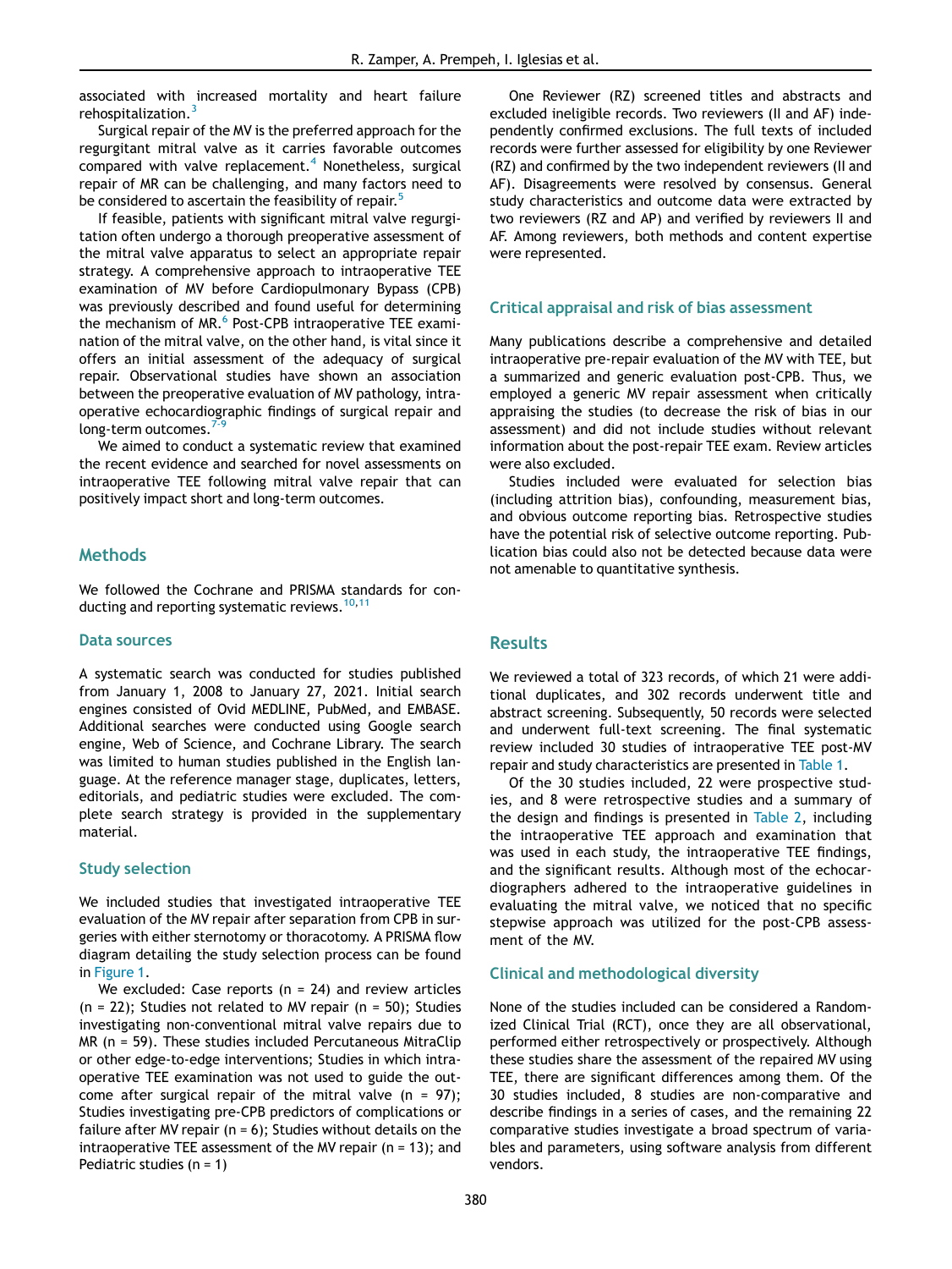associated with increased mortality and heart failure rehospitalization.[3]

Surgical repair of the MV is the preferred approach for the regurgitant mitral valve as it carries favorable outcomes compared with valve replacement.[4] Nonetheless, surgical repair of MR can be challenging, and many factors need to be considered to ascertain the feasibility of repair.[5]

If feasible, patients with significant mitral valve regurgitation often undergo a thorough preoperative assessment of the mitral valve apparatus to select an appropriate repair strategy. A comprehensive approach to intraoperative TEE examination of MV before Cardiopulmonary Bypass (CPB) was previously described and found useful for determining the mechanism of MR.[6] Post-CPB intraoperative TEE examination of the mitral valve, on the other hand, is vital since it offers an initial assessment of the adequacy of surgical repair. Observational studies have shown an association between the preoperative evaluation of MV pathology, intraoperative echocardiographic findings of surgical repair and long-term outcomes.[7-9]

We aimed to conduct a systematic review that examined the recent evidence and searched for novel assessments on intraoperative TEE following mitral valve repair that can positively impact short and long-term outcomes.

## Methods

We followed the Cochrane and PRISMA standards for conducting and reporting systematic reviews.[10,11]

### Data sources

A systematic search was conducted for studies published from January 1, 2008 to January 27, 2021. Initial search engines consisted of Ovid MEDLINE, PubMed, and EMBASE. Additional searches were conducted using Google search engine, Web of Science, and Cochrane Library. The search was limited to human studies published in the English language. At the reference manager stage, duplicates, letters, editorials, and pediatric studies were excluded. The complete search strategy is provided in the supplementary material.

### Study selection

We included studies that investigated intraoperative TEE evaluation of the MV repair after separation from CPB in surgeries with either sternotomy or thoracotomy. A PRISMA flow diagram detailing the study selection process can be found in Figure 1.

We excluded: Case reports (n = 24) and review articles (n = 22); Studies not related to MV repair (n = 50); Studies investigating non-conventional mitral valve repairs due to MR (n = 59). These studies included Percutaneous MitraClip or other edge-to-edge interventions; Studies in which intraoperative TEE examination was not used to guide the outcome after surgical repair of the mitral valve (n = 97); Studies investigating pre-CPB predictors of complications or failure after MV repair (n = 6); Studies without details on the intraoperative TEE assessment of the MV repair (n = 13); and Pediatric studies (n = 1)

One Reviewer (RZ) screened titles and abstracts and excluded ineligible records. Two reviewers (II and AF) independently confirmed exclusions. The full texts of included records were further assessed for eligibility by one Reviewer (RZ) and confirmed by the two independent reviewers (II and AF). Disagreements were resolved by consensus. General study characteristics and outcome data were extracted by two reviewers (RZ and AP) and verified by reviewers II and AF. Among reviewers, both methods and content expertise were represented.

### Critical appraisal and risk of bias assessment

Many publications describe a comprehensive and detailed intraoperative pre-repair evaluation of the MV with TEE, but a summarized and generic evaluation post-CPB. Thus, we employed a generic MV repair assessment when critically appraising the studies (to decrease the risk of bias in our assessment) and did not include studies without relevant information about the post-repair TEE exam. Review articles were also excluded.

Studies included were evaluated for selection bias (including attrition bias), confounding, measurement bias, and obvious outcome reporting bias. Retrospective studies have the potential risk of selective outcome reporting. Publication bias could also not be detected because data were not amenable to quantitative synthesis.

## Results

We reviewed a total of 323 records, of which 21 were additional duplicates, and 302 records underwent title and abstract screening. Subsequently, 50 records were selected and underwent full-text screening. The final systematic review included 30 studies of intraoperative TEE post-MV repair and study characteristics are presented in Table 1.

Of the 30 studies included, 22 were prospective studies, and 8 were retrospective studies and a summary of the design and findings is presented in Table 2, including the intraoperative TEE approach and examination that was used in each study, the intraoperative TEE findings, and the significant results. Although most of the echocardiographers adhered to the intraoperative guidelines in evaluating the mitral valve, we noticed that no specific stepwise approach was utilized for the post-CPB assessment of the MV.

### Clinical and methodological diversity

None of the studies included can be considered a Randomized Clinical Trial (RCT), once they are all observational, performed either retrospectively or prospectively. Although these studies share the assessment of the repaired MV using TEE, there are significant differences among them. Of the 30 studies included, 8 studies are non-comparative and describe findings in a series of cases, and the remaining 22 comparative studies investigate a broad spectrum of variables and parameters, using software analysis from different vendors.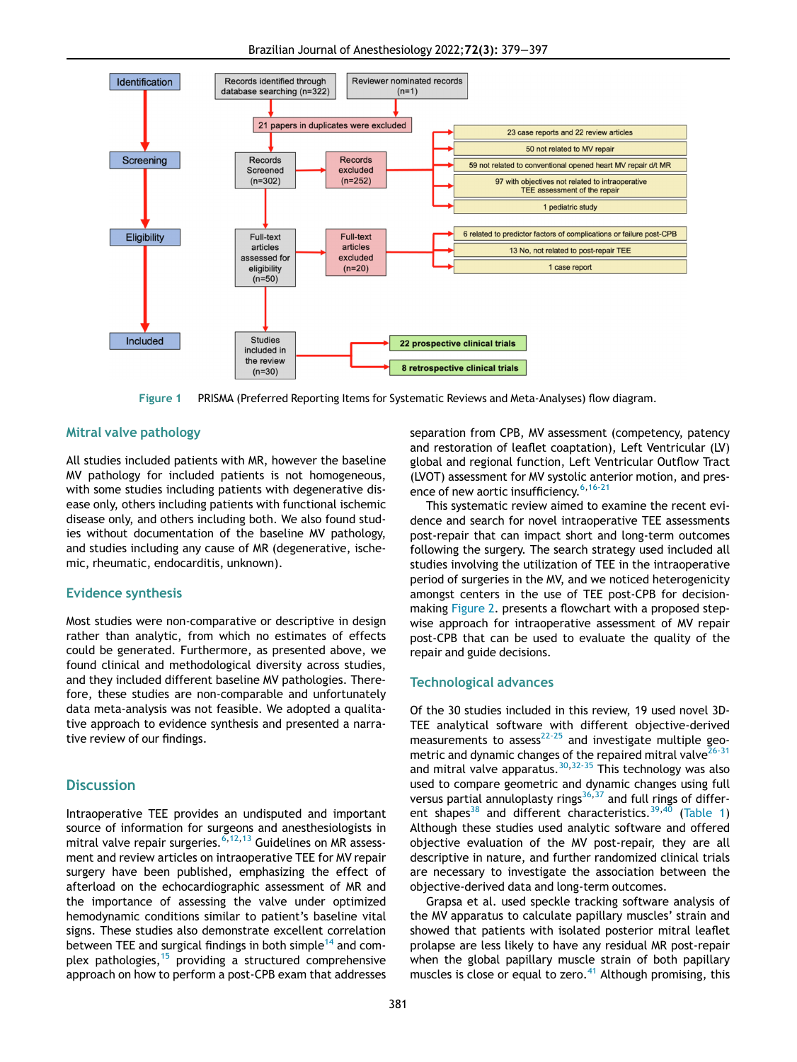Figure 1 PRISMA (Preferred Reporting Items for Systematic Reviews and Meta-Analyses) flow diagram.

## Mitral valve pathology

All studies included patients with MR, however the baseline MV pathology for included patients is not homogeneous, with some studies including patients with degenerative disease only, others including patients with functional ischemic disease only, and others including both. We also found studies without documentation of the baseline MV pathology, and studies including any cause of MR (degenerative, ischemic, rheumatic, endocarditis, unknown).

## Evidence synthesis

Most studies were non-comparative or descriptive in design rather than analytic, from which no estimates of effects could be generated. Furthermore, as presented above, we found clinical and methodological diversity across studies, and they included different baseline MV pathologies. Therefore, these studies are non-comparable and unfortunately data meta-analysis was not feasible. We adopted a qualitative approach to evidence synthesis and presented a narrative review of our findings.

# Discussion

Intraoperative TEE provides an undisputed and important source of information for surgeons and anesthesiologists in mitral valve repair surgeries.[6,12,13] Guidelines on MR assessment and review articles on intraoperative TEE for MV repair surgery have been published, emphasizing the effect of afterload on the echocardiographic assessment of MR and the importance of assessing the valve under optimized hemodynamic conditions similar to patient's baseline vital signs. These studies also demonstrate excellent correlation between TEE and surgical findings in both simple[14] and complex pathologies,[15] providing a structured comprehensive approach on how to perform a post-CPB exam that addresses separation from CPB, MV assessment (competency, patency and restoration of leaflet coaptation), Left Ventricular (LV) global and regional function, Left Ventricular Outflow Tract (LVOT) assessment for MV systolic anterior motion, and presence of new aortic insufficiency.[6,16-21]

This systematic review aimed to examine the recent evidence and search for novel intraoperative TEE assessments post-repair that can impact short and long-term outcomes following the surgery. The search strategy used included all studies involving the utilization of TEE in the intraoperative period of surgeries in the MV, and we noticed heterogenicity amongst centers in the use of TEE post-CPB for decision-making Figure 2. presents a flowchart with a proposed stepwise approach for intraoperative assessment of MV repair post-CPB that can be used to evaluate the quality of the repair and guide decisions.

## Technological advances

Of the 30 studies included in this review, 19 used novel 3D-TEE analytical software with different objective-derived measurements to assess[22-25] and investigate multiple geometric and dynamic changes of the repaired mitral valve[26-31] and mitral valve apparatus.[30,32-35] This technology was also used to compare geometric and dynamic changes using full versus partial annuloplasty rings[36,37] and full rings of different shapes[38] and different characteristics.[39,40] (Table 1) Although these studies used analytic software and offered objective evaluation of the MV post-repair, they are all descriptive in nature, and further randomized clinical trials are necessary to investigate the association between the objective-derived data and long-term outcomes.

Grapsa et al. used speckle tracking software analysis of the MV apparatus to calculate papillary muscles' strain and showed that patients with isolated posterior mitral leaflet prolapse are less likely to have any residual MR post-repair when the global papillary muscle strain of both papillary muscles is close or equal to zero.[41] Although promising, this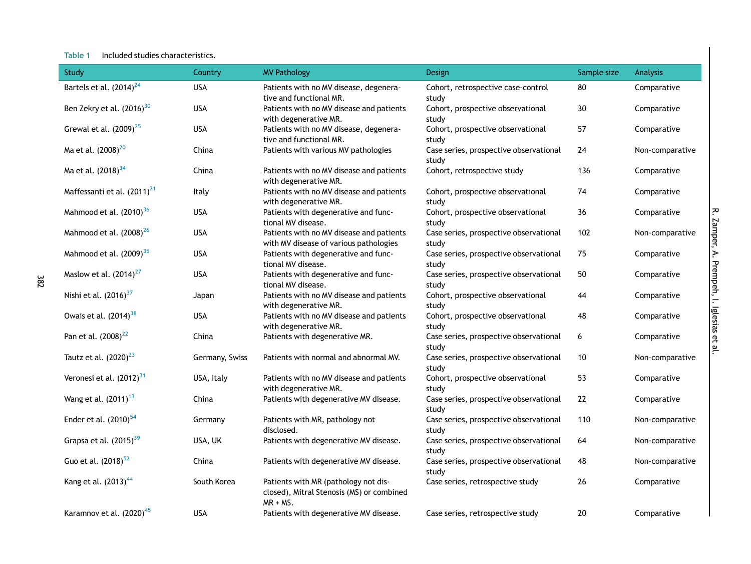**Table 1** Included studies characteristics.

| Study | Country | MV Pathology | Design | Sample size | Analysis |
|---|---|---|---|---|---|
| Bartels et al. (2014)[24] | USA | Patients with no MV disease, degenerative and functional MR. | Cohort, retrospective case-control study | 80 | Comparative |
| Ben Zekry et al. (2016)[30] | USA | Patients with no MV disease and patients with degenerative MR. | Cohort, prospective observational study | 30 | Comparative |
| Grewal et al. (2009)[25] | USA | Patients with no MV disease, degenerative and functional MR. | Cohort, prospective observational study | 57 | Comparative |
| Ma et al. (2008)[20] | China | Patients with various MV pathologies | Case series, prospective observational study | 24 | Non-comparative |
| Ma et al. (2018)[34] | China | Patients with no MV disease and patients with degenerative MR. | Cohort, retrospective study | 136 | Comparative |
| Maffessanti et al. (2011)[21] | Italy | Patients with no MV disease and patients with degenerative MR. | Cohort, prospective observational study | 74 | Comparative |
| Mahmood et al. (2010)[36] | USA | Patients with degenerative and functional MV disease. | Cohort, prospective observational study | 36 | Comparative |
| Mahmood et al. (2008)[26] | USA | Patients with no MV disease and patients with MV disease of various pathologies | Case series, prospective observational study | 102 | Non-comparative |
| Mahmood et al. (2009)[35] | USA | Patients with degenerative and functional MV disease. | Case series, prospective observational study | 75 | Comparative |
| Maslow et al. (2014)[27] | USA | Patients with degenerative and functional MV disease. | Case series, prospective observational study | 50 | Comparative |
| Nishi et al. (2016)[37] | Japan | Patients with no MV disease and patients with degenerative MR. | Cohort, prospective observational study | 44 | Comparative |
| Owais et al. (2014)[38] | USA | Patients with no MV disease and patients with degenerative MR. | Cohort, prospective observational study | 48 | Comparative |
| Pan et al. (2008)[22] | China | Patients with degenerative MR. | Case series, prospective observational study | 6 | Comparative |
| Tautz et al. (2020)[23] | Germany, Swiss | Patients with normal and abnormal MV. | Case series, prospective observational study | 10 | Non-comparative |
| Veronesi et al. (2012)[31] | USA, Italy | Patients with no MV disease and patients with degenerative MR. | Cohort, prospective observational study | 53 | Comparative |
| Wang et al. (2011)[13] | China | Patients with degenerative MV disease. | Case series, prospective observational study | 22 | Comparative |
| Ender et al. (2010)[54] | Germany | Patients with MR, pathology not disclosed. | Case series, prospective observational study | 110 | Non-comparative |
| Grapsa et al. (2015)[39] | USA, UK | Patients with degenerative MV disease. | Case series, prospective observational study | 64 | Non-comparative |
| Guo et al. (2018)[52] | China | Patients with degenerative MV disease. | Case series, prospective observational study | 48 | Non-comparative |
| Kang et al. (2013)[44] | South Korea | Patients with MR (pathology not disclosed), Mitral Stenosis (MS) or combined MR + MS. | Case series, retrospective study | 26 | Comparative |
| Karamnov et al. (2020)[45] | USA | Patients with degenerative MV disease. | Case series, retrospective study | 20 | Comparative |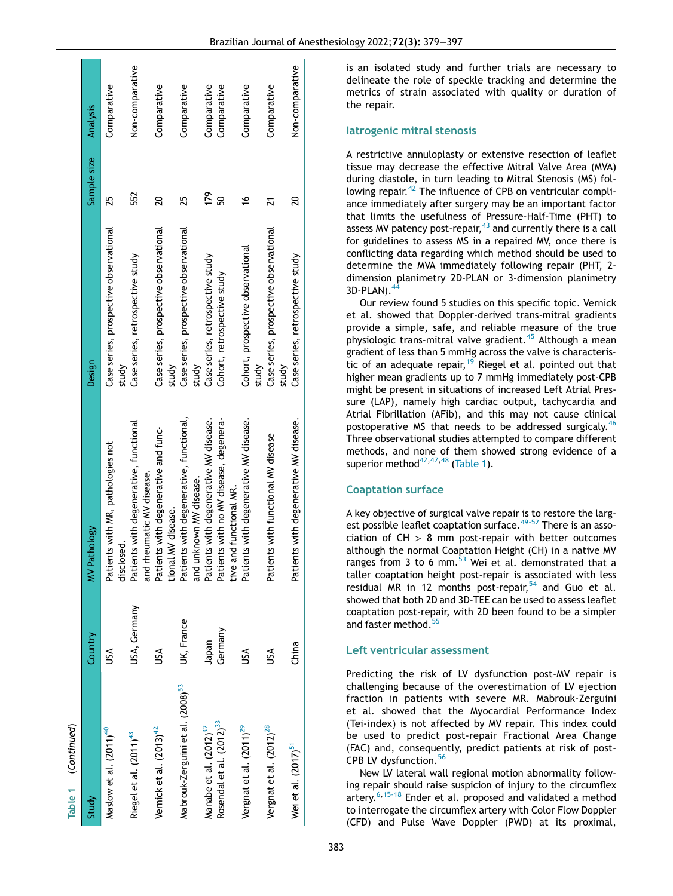Table 1 (Continued)

| Study | Country | MV Pathology | Design | Sample size | Analysis |
|---|---|---|---|---|---|
| Maslow et al. (2011)[40] | USA | Patients with MR, pathologies not disclosed. | Case series, prospective observational study | 25 | Comparative |
| Riegel et al. (2011)[43] | USA, Germany | Patients with degenerative, functional and rheumatic MV disease. | Case series, retrospective study | 552 | Non-comparative |
| Vernick et al. (2013)[42] | USA | Patients with degenerative and functional MV disease. | Case series, prospective observational study | 20 | Comparative |
| Mabrouk-Zerguini et al. (2008)[53] | UK, France | Patients with degenerative, functional, and unknown MV disease. | Case series, prospective observational study | 25 | Comparative |
| Manabe et al. (2012)[32] | Japan | Patients with degenerative MV disease. | Case series, retrospective study | 179 | Comparative |
| Rosendal et al. (2012)[33] | Germany | Patients with no MV disease, degenerative and functional MR. | Cohort, retrospective study | 50 | Comparative |
| Vergnat et al. (2011)[29] | USA | Patients with degenerative MV disease. | Cohort, prospective observational study | 16 | Comparative |
| Vergnat et al. (2012)[28] | USA | Patients with functional MV disease | Case series, prospective observational study | 21 | Comparative |
| Wei et al. (2017)[51] | China | Patients with degenerative MV disease. | Case series, retrospective study | 20 | Non-comparative |

is an isolated study and further trials are necessary to delineate the role of speckle tracking and determine the metrics of strain associated with quality or duration of the repair.

## Iatrogenic mitral stenosis

A restrictive annuloplasty or extensive resection of leaflet tissue may decrease the effective Mitral Valve Area (MVA) during diastole, in turn leading to Mitral Stenosis (MS) following repair.[42] The influence of CPB on ventricular compliance immediately after surgery may be an important factor that limits the usefulness of Pressure-Half-Time (PHT) to assess MV patency post-repair,[43] and currently there is a call for guidelines to assess MS in a repaired MV, once there is conflicting data regarding which method should be used to determine the MVA immediately following repair (PHT, 2-dimension planimetry 2D-PLAN or 3-dimension planimetry 3D-PLAN).[44]

Our review found 5 studies on this specific topic. Vernick et al. showed that Doppler-derived trans-mitral gradients provide a simple, safe, and reliable measure of the true physiologic trans-mitral valve gradient.[45] Although a mean gradient of less than 5 mmHg across the valve is characteristic of an adequate repair,[19] Riegel et al. pointed out that higher mean gradients up to 7 mmHg immediately post-CPB might be present in situations of increased Left Atrial Pressure (LAP), namely high cardiac output, tachycardia and Atrial Fibrillation (AFib), and this may not cause clinical postoperative MS that needs to be addressed surgically.[46] Three observational studies attempted to compare different methods, and none of them showed strong evidence of a superior method[42,47,48] (Table 1).

## Coaptation surface

A key objective of surgical valve repair is to restore the largest possible leaflet coaptation surface.[49-52] There is an association of CH > 8 mm post-repair with better outcomes although the normal Coaptation Height (CH) in a native MV ranges from 3 to 6 mm.[53] Wei et al. demonstrated that a taller coaptation height post-repair is associated with less residual MR in 12 months post-repair,[54] and Guo et al. showed that both 2D and 3D-TEE can be used to assess leaflet coaptation post-repair, with 2D been found to be a simpler and faster method.[55]

## Left ventricular assessment

Predicting the risk of LV dysfunction post-MV repair is challenging because of the overestimation of LV ejection fraction in patients with severe MR. Mabrouk-Zerguini et al. showed that the Myocardial Performance Index (Tei-index) is not affected by MV repair. This index could be used to predict post-repair Fractional Area Change (FAC) and, consequently, predict patients at risk of post-CPB LV dysfunction.[56]

New LV lateral wall regional motion abnormality following repair should raise suspicion of injury to the circumflex artery.[6,15-18] Ender et al. proposed and validated a method to interrogate the circumflex artery with Color Flow Doppler (CFD) and Pulse Wave Doppler (PWD) at its proximal,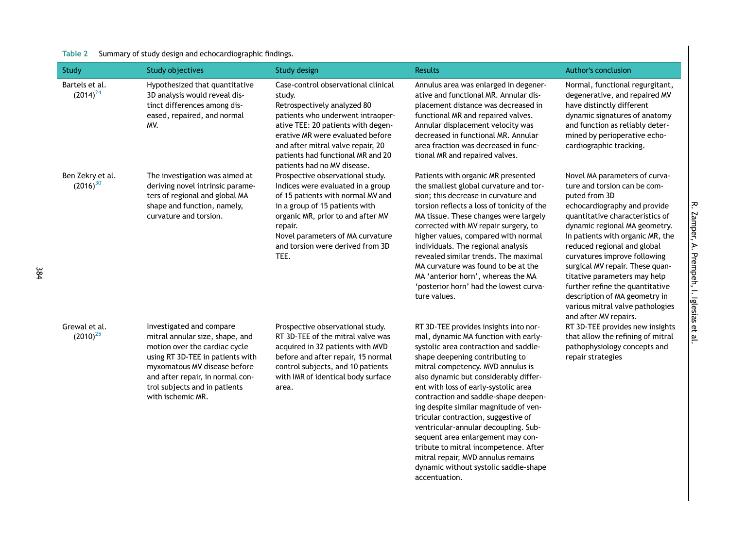**Table 2** Summary of study design and echocardiographic findings.

| Study | Study objectives | Study design | Results | Author's conclusion |
|---|---|---|---|---|
| Bartels et al. (2014)[24] | Hypothesized that quantitative 3D analysis would reveal distinct differences among diseased, repaired, and normal MV. | Case-control observational clinical study. Retrospectively analyzed 80 patients who underwent intraoperative TEE: 20 patients with degenerative MR were evaluated before and after mitral valve repair, 20 patients had functional MR and 20 patients had no MV disease. | Annulus area was enlarged in degenerative and functional MR. Annular displacement distance was decreased in functional MR and repaired valves. Annular displacement velocity was decreased in functional MR. Annular area fraction was decreased in functional MR and repaired valves. | Normal, functional regurgitant, degenerative, and repaired MV have distinctly different dynamic signatures of anatomy and function as reliably determined by perioperative echocardiographic tracking. |
| Ben Zekry et al. (2016)[30] | The investigation was aimed at deriving novel intrinsic parameters of regional and global MA shape and function, namely, curvature and torsion. | Prospective observational study. Indices were evaluated in a group of 15 patients with normal MV and in a group of 15 patients with organic MR, prior to and after MV repair. Novel parameters of MA curvature and torsion were derived from 3D TEE. | Patients with organic MR presented the smallest global curvature and torsion; this decrease in curvature and torsion reflects a loss of tonicity of the MA tissue. These changes were largely corrected with MV repair surgery, to higher values, compared with normal individuals. The regional analysis revealed similar trends. The maximal MA curvature was found to be at the MA 'anterior horn', whereas the MA 'posterior horn' had the lowest curvature values. | Novel MA parameters of curvature and torsion can be computed from 3D echocardiography and provide quantitative characteristics of dynamic regional MA geometry. In patients with organic MR, the reduced regional and global curvatures improve following surgical MV repair. These quantitative parameters may help further refine the quantitative description of MA geometry in various mitral valve pathologies and after MV repairs. |
| Grewal et al. (2010)[25] | Investigated and compare mitral annular size, shape, and motion over the cardiac cycle using RT 3D-TEE in patients with myxomatous MV disease before and after repair, in normal control subjects and in patients with ischemic MR. | Prospective observational study. RT 3D-TEE of the mitral valve was acquired in 32 patients with MVD before and after repair, 15 normal control subjects, and 10 patients with IMR of identical body surface area. | RT 3D-TEE provides insights into normal, dynamic MA function with early-systolic area contraction and saddle-shape deepening contributing to mitral competency. MVD annulus is also dynamic but considerably different with loss of early-systolic area contraction and saddle-shape deepening despite similar magnitude of ventricular contraction, suggestive of ventricular-annular decoupling. Subsequent area enlargement may contribute to mitral incompetence. After mitral repair, MVD annulus remains dynamic without systolic saddle-shape accentuation. | RT 3D-TEE provides new insights that allow the refining of mitral pathophysiology concepts and repair strategies |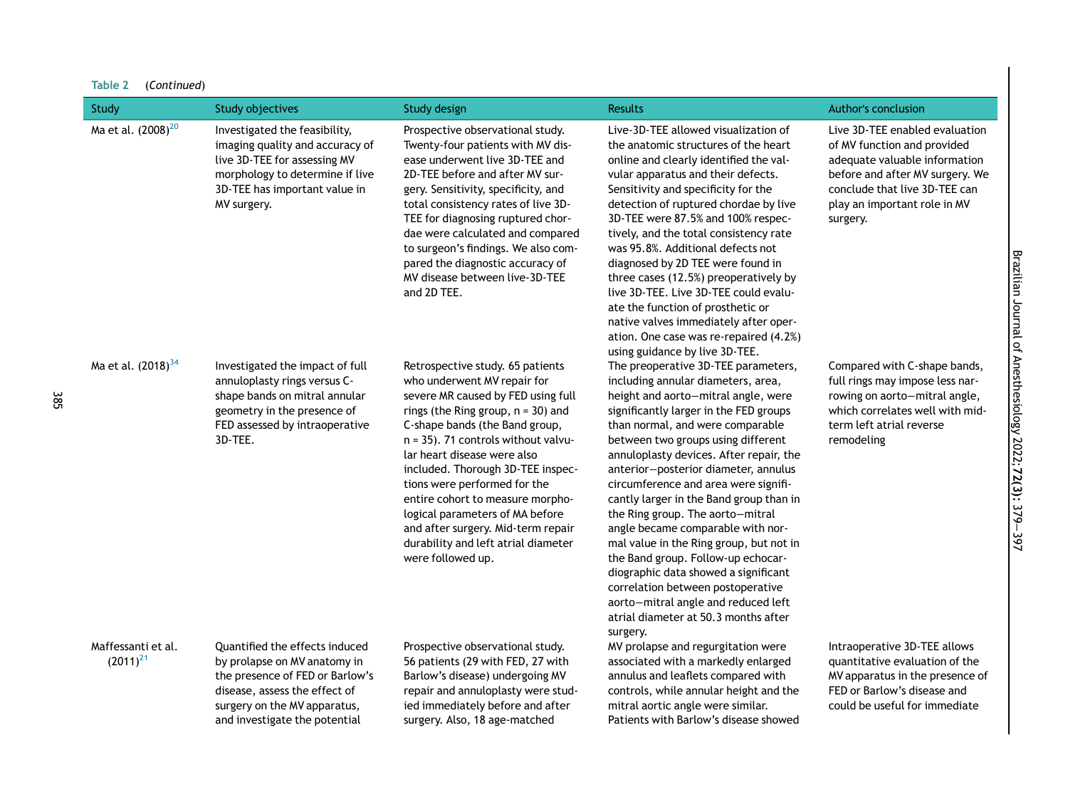**Table 2** (*Continued*)

| Study | Study objectives | Study design | Results | Author's conclusion |
|---|---|---|---|---|
| Ma et al. (2008)[20] | Investigated the feasibility, imaging quality and accuracy of live 3D-TEE for assessing MV morphology to determine if live 3D-TEE has important value in MV surgery. | Prospective observational study. Twenty-four patients with MV disease underwent live 3D-TEE and 2D-TEE before and after MV surgery. Sensitivity, specificity, and total consistency rates of live 3D-TEE for diagnosing ruptured chordae were calculated and compared to surgeon's findings. We also compared the diagnostic accuracy of MV disease between live-3D-TEE and 2D TEE. | Live-3D-TEE allowed visualization of the anatomic structures of the heart online and clearly identified the valvular apparatus and their defects. Sensitivity and specificity for the detection of ruptured chordae by live 3D-TEE were 87.5% and 100% respectively, and the total consistency rate was 95.8%. Additional defects not diagnosed by 2D TEE were found in three cases (12.5%) preoperatively by live 3D-TEE. Live 3D-TEE could evaluate the function of prosthetic or native valves immediately after operation. One case was re-repaired (4.2%) using guidance by live 3D-TEE. | Live 3D-TEE enabled evaluation of MV function and provided adequate valuable information before and after MV surgery. We conclude that live 3D-TEE can play an important role in MV surgery. |
| Ma et al. (2018)[34] | Investigated the impact of full annuloplasty rings versus C-shape bands on mitral annular geometry in the presence of FED assessed by intraoperative 3D-TEE. | Retrospective study. 65 patients who underwent MV repair for severe MR caused by FED using full rings (the Ring group, n = 30) and C-shape bands (the Band group, n = 35). 71 controls without valvular heart disease were also included. Thorough 3D-TEE inspections were performed for the entire cohort to measure morphological parameters of MA before and after surgery. Mid-term repair durability and left atrial diameter were followed up. | The preoperative 3D-TEE parameters, including annular diameters, area, height and aorto–mitral angle, were significantly larger in the FED groups than normal, and were comparable between two groups using different annuloplasty devices. After repair, the anterior–posterior diameter, annulus circumference and area were significantly larger in the Band group than in the Ring group. The aorto–mitral angle became comparable with normal value in the Ring group, but not in the Band group. Follow-up echocardiographic data showed a significant correlation between postoperative aorto–mitral angle and reduced left atrial diameter at 50.3 months after surgery. | Compared with C-shape bands, full rings may impose less narrowing on aorto–mitral angle, which correlates well with mid-term left atrial reverse remodeling |
| Maffessanti et al. (2011)[21] | Quantified the effects induced by prolapse on MV anatomy in the presence of FED or Barlow's disease, assess the effect of surgery on the MV apparatus, and investigate the potential | Prospective observational study. 56 patients (29 with FED, 27 with Barlow's disease) undergoing MV repair and annuloplasty were studied immediately before and after surgery. Also, 18 age-matched | MV prolapse and regurgitation were associated with a markedly enlarged annulus and leaflets compared with controls, while annular height and the mitral aortic angle were similar. Patients with Barlow's disease showed | Intraoperative 3D-TEE allows quantitative evaluation of the MV apparatus in the presence of FED or Barlow's disease and could be useful for immediate |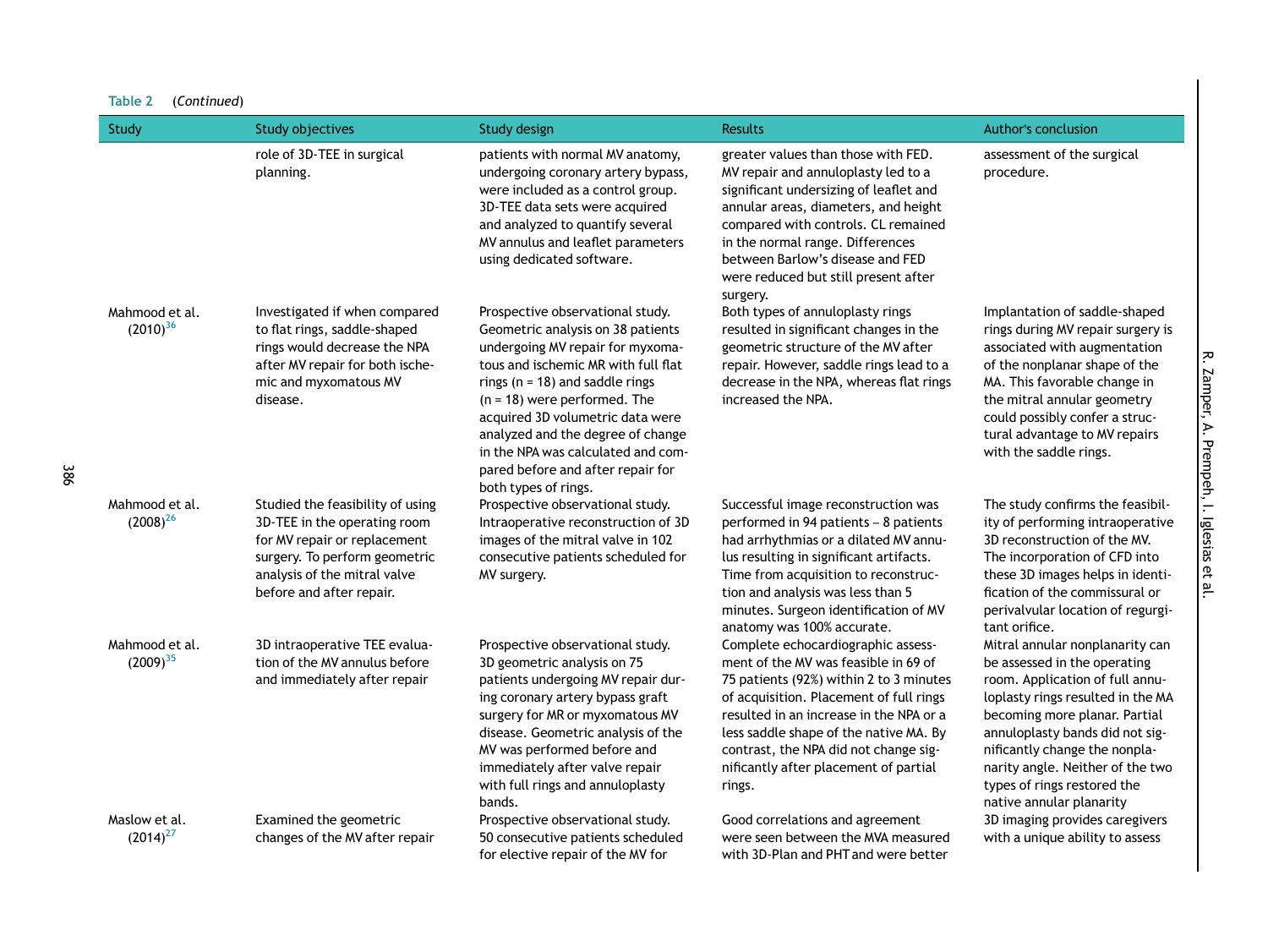**Table 2** (*Continued*)

| Study | Study objectives | Study design | Results | Author's conclusion |
|---|---|---|---|---|
| | role of 3D-TEE in surgical planning. | patients with normal MV anatomy, undergoing coronary artery bypass, were included as a control group. 3D-TEE data sets were acquired and analyzed to quantify several MV annulus and leaflet parameters using dedicated software. | greater values than those with FED. MV repair and annuloplasty led to a significant undersizing of leaflet and annular areas, diameters, and height compared with controls. CL remained in the normal range. Differences between Barlow's disease and FED were reduced but still present after surgery. | assessment of the surgical procedure. |
| Mahmood et al. (2010)[36] | Investigated if when compared to flat rings, saddle-shaped rings would decrease the NPA after MV repair for both ischemic and myxomatous MV disease. | Prospective observational study. Geometric analysis on 38 patients undergoing MV repair for myxomatous and ischemic MR with full flat rings (n = 18) and saddle rings (n = 18) were performed. The acquired 3D volumetric data were analyzed and the degree of change in the NPA was calculated and compared before and after repair for both types of rings. | Both types of annuloplasty rings resulted in significant changes in the geometric structure of the MV after repair. However, saddle rings lead to a decrease in the NPA, whereas flat rings increased the NPA. | Implantation of saddle-shaped rings during MV repair surgery is associated with augmentation of the nonplanar shape of the MA. This favorable change in the mitral annular geometry could possibly confer a structural advantage to MV repairs with the saddle rings. |
| Mahmood et al. (2008)[26] | Studied the feasibility of using 3D-TEE in the operating room for MV repair or replacement surgery. To perform geometric analysis of the mitral valve before and after repair. | Prospective observational study. Intraoperative reconstruction of 3D images of the mitral valve in 102 consecutive patients scheduled for MV surgery. | Successful image reconstruction was performed in 94 patients – 8 patients had arrhythmias or a dilated MV annulus resulting in significant artifacts. Time from acquisition to reconstruction and analysis was less than 5 minutes. Surgeon identification of MV anatomy was 100% accurate. | The study confirms the feasibility of performing intraoperative 3D reconstruction of the MV. The incorporation of CFD into these 3D images helps in identification of the commissural or perivalvular location of regurgitant orifice. |
| Mahmood et al. (2009)[35] | 3D intraoperative TEE evaluation of the MV annulus before and immediately after repair | Prospective observational study. 3D geometric analysis on 75 patients undergoing MV repair during coronary artery bypass graft surgery for MR or myxomatous MV disease. Geometric analysis of the MV was performed before and immediately after valve repair with full rings and annuloplasty bands. | Complete echocardiographic assessment of the MV was feasible in 69 of 75 patients (92%) within 2 to 3 minutes of acquisition. Placement of full rings resulted in an increase in the NPA or a less saddle shape of the native MA. By contrast, the NPA did not change significantly after placement of partial rings. | Mitral annular nonplanarity can be assessed in the operating room. Application of full annuloplasty rings resulted in the MA becoming more planar. Partial annuloplasty bands did not significantly change the nonplanarity angle. Neither of the two types of rings restored the native annular planarity |
| Maslow et al. (2014)[27] | Examined the geometric changes of the MV after repair | Prospective observational study. 50 consecutive patients scheduled for elective repair of the MV for | Good correlations and agreement were seen between the MVA measured with 3D-Plan and PHT and were better | 3D imaging provides caregivers with a unique ability to assess |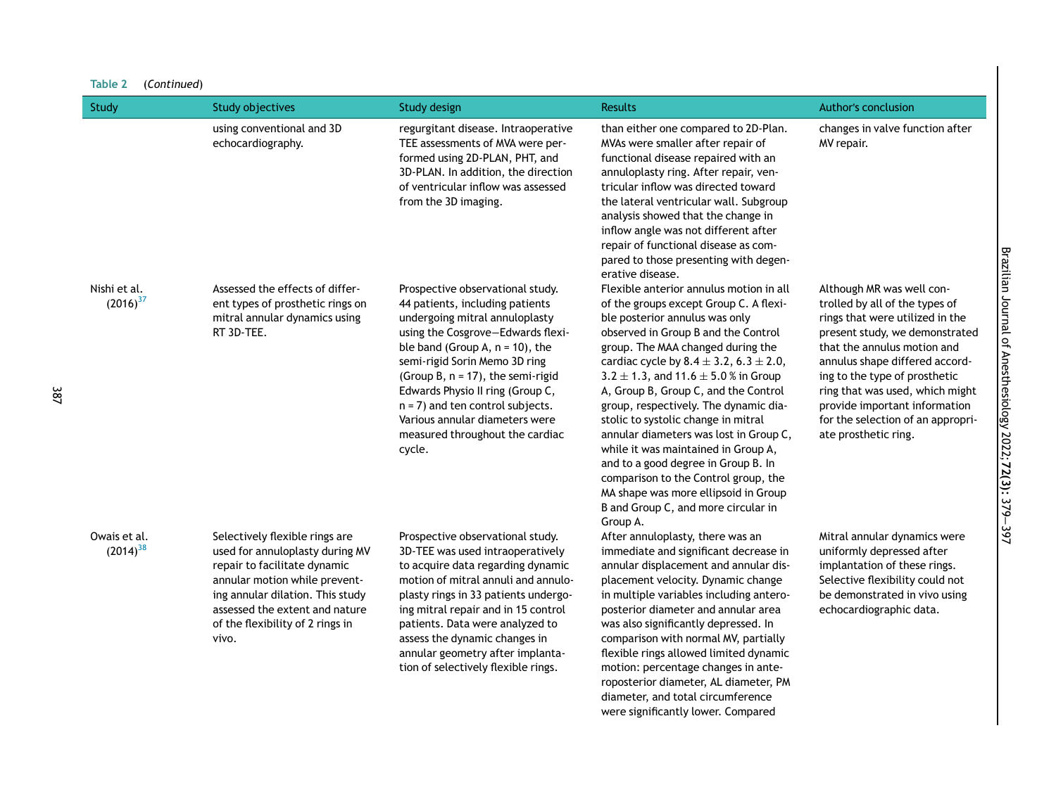**Table 2** *(Continued)*

| Study | Study objectives | Study design | Results | Author's conclusion |
|---|---|---|---|---|
| | using conventional and 3D echocardiography. | regurgitant disease. Intraoperative TEE assessments of MVA were performed using 2D-PLAN, PHT, and 3D-PLAN. In addition, the direction of ventricular inflow was assessed from the 3D imaging. | than either one compared to 2D-Plan. MVAs were smaller after repair of functional disease repaired with an annuloplasty ring. After repair, ventricular inflow was directed toward the lateral ventricular wall. Subgroup analysis showed that the change in inflow angle was not different after repair of functional disease as compared to those presenting with degenerative disease. | changes in valve function after MV repair. |
| Nishi et al. (2016)[37] | Assessed the effects of different types of prosthetic rings on mitral annular dynamics using RT 3D-TEE. | Prospective observational study. 44 patients, including patients undergoing mitral annuloplasty using the Cosgrove–Edwards flexible band (Group A, n = 10), the semi-rigid Sorin Memo 3D ring (Group B, n = 17), the semi-rigid Edwards Physio II ring (Group C, n = 7) and ten control subjects. Various annular diameters were measured throughout the cardiac cycle. | Flexible anterior annulus motion in all of the groups except Group C. A flexible posterior annulus was only observed in Group B and the Control group. The MAA changed during the cardiac cycle by $8.4 \pm 3.2$, $6.3 \pm 2.0$, $3.2 \pm 1.3$, and $11.6 \pm 5.0$ % in Group A, Group B, Group C, and the Control group, respectively. The dynamic diastolic to systolic change in mitral annular diameters was lost in Group C, while it was maintained in Group A, and to a good degree in Group B. In comparison to the Control group, the MA shape was more ellipsoid in Group B and Group C, and more circular in Group A. | Although MR was well controlled by all of the types of rings that were utilized in the present study, we demonstrated that the annulus motion and annulus shape differed according to the type of prosthetic ring that was used, which might provide important information for the selection of an appropriate prosthetic ring. |
| Owais et al. (2014)[38] | Selectively flexible rings are used for annuloplasty during MV repair to facilitate dynamic annular motion while preventing annular dilation. This study assessed the extent and nature of the flexibility of 2 rings in vivo. | Prospective observational study. 3D-TEE was used intraoperatively to acquire data regarding dynamic motion of mitral annuli and annuloplasty rings in 33 patients undergoing mitral repair and in 15 control patients. Data were analyzed to assess the dynamic changes in annular geometry after implantation of selectively flexible rings. | After annuloplasty, there was an immediate and significant decrease in annular displacement and annular displacement velocity. Dynamic change in multiple variables including anteroposterior diameter and annular area was also significantly depressed. In comparison with normal MV, partially flexible rings allowed limited dynamic motion: percentage changes in anteroposterior diameter, AL diameter, PM diameter, and total circumference were significantly lower. Compared | Mitral annular dynamics were uniformly depressed after implantation of these rings. Selective flexibility could not be demonstrated in vivo using echocardiographic data. |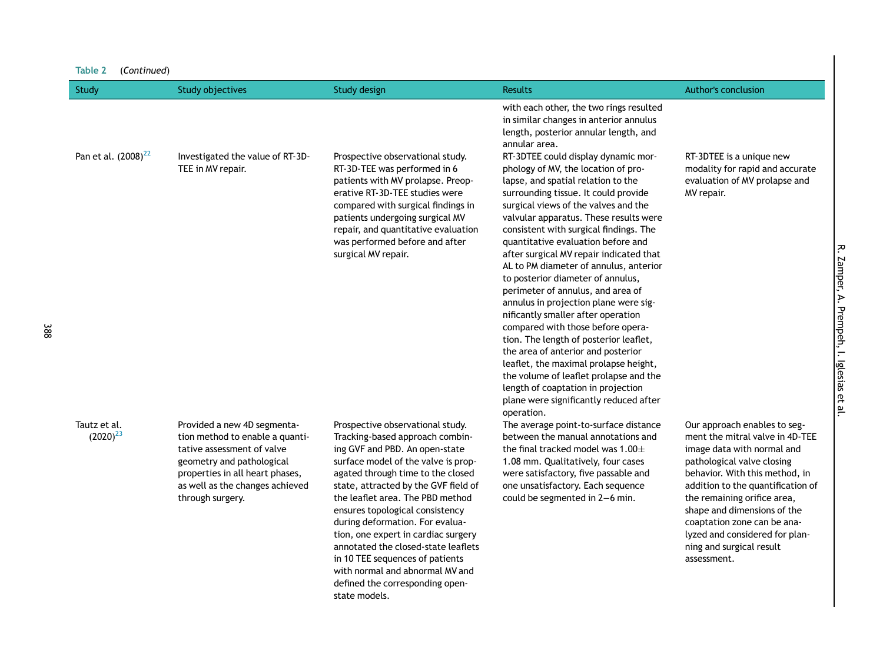**Table 2** (*Continued*)

| Study | Study objectives | Study design | Results | Author's conclusion |
|---|---|---|---|---|
| | | | with each other, the two rings resulted in similar changes in anterior annulus length, posterior annular length, and annular area. | |
| Pan et al. (2008)[22] | Investigated the value of RT-3D-TEE in MV repair. | Prospective observational study. RT-3D-TEE was performed in 6 patients with MV prolapse. Preoperative RT-3D-TEE studies were compared with surgical findings in patients undergoing surgical MV repair, and quantitative evaluation was performed before and after surgical MV repair. | RT-3DTEE could display dynamic morphology of MV, the location of prolapse, and spatial relation to the surrounding tissue. It could provide surgical views of the valves and the valvular apparatus. These results were consistent with surgical findings. The quantitative evaluation before and after surgical MV repair indicated that AL to PM diameter of annulus, anterior to posterior diameter of annulus, perimeter of annulus, and area of annulus in projection plane were significantly smaller after operation compared with those before operation. The length of posterior leaflet, the area of anterior and posterior leaflet, the maximal prolapse height, the volume of leaflet prolapse and the length of coaptation in projection plane were significantly reduced after operation. | RT-3DTEE is a unique new modality for rapid and accurate evaluation of MV prolapse and MV repair. |
| Tautz et al. (2020)[23] | Provided a new 4D segmentation method to enable a quantitative assessment of valve geometry and pathological properties in all heart phases, as well as the changes achieved through surgery. | Prospective observational study. Tracking-based approach combining GVF and PBD. An open-state surface model of the valve is propagated through time to the closed state, attracted by the GVF field of the leaflet area. The PBD method ensures topological consistency during deformation. For evaluation, one expert in cardiac surgery annotated the closed-state leaflets in 10 TEE sequences of patients with normal and abnormal MV and defined the corresponding open-state models. | The average point-to-surface distance between the manual annotations and the final tracked model was $1.00 \pm 1.08$ mm. Qualitatively, four cases were satisfactory, five passable and one unsatisfactory. Each sequence could be segmented in 2–6 min. | Our approach enables to segment the mitral valve in 4D-TEE image data with normal and pathological valve closing behavior. With this method, in addition to the quantification of the remaining orifice area, shape and dimensions of the coaptation zone can be analyzed and considered for planning and surgical result assessment. |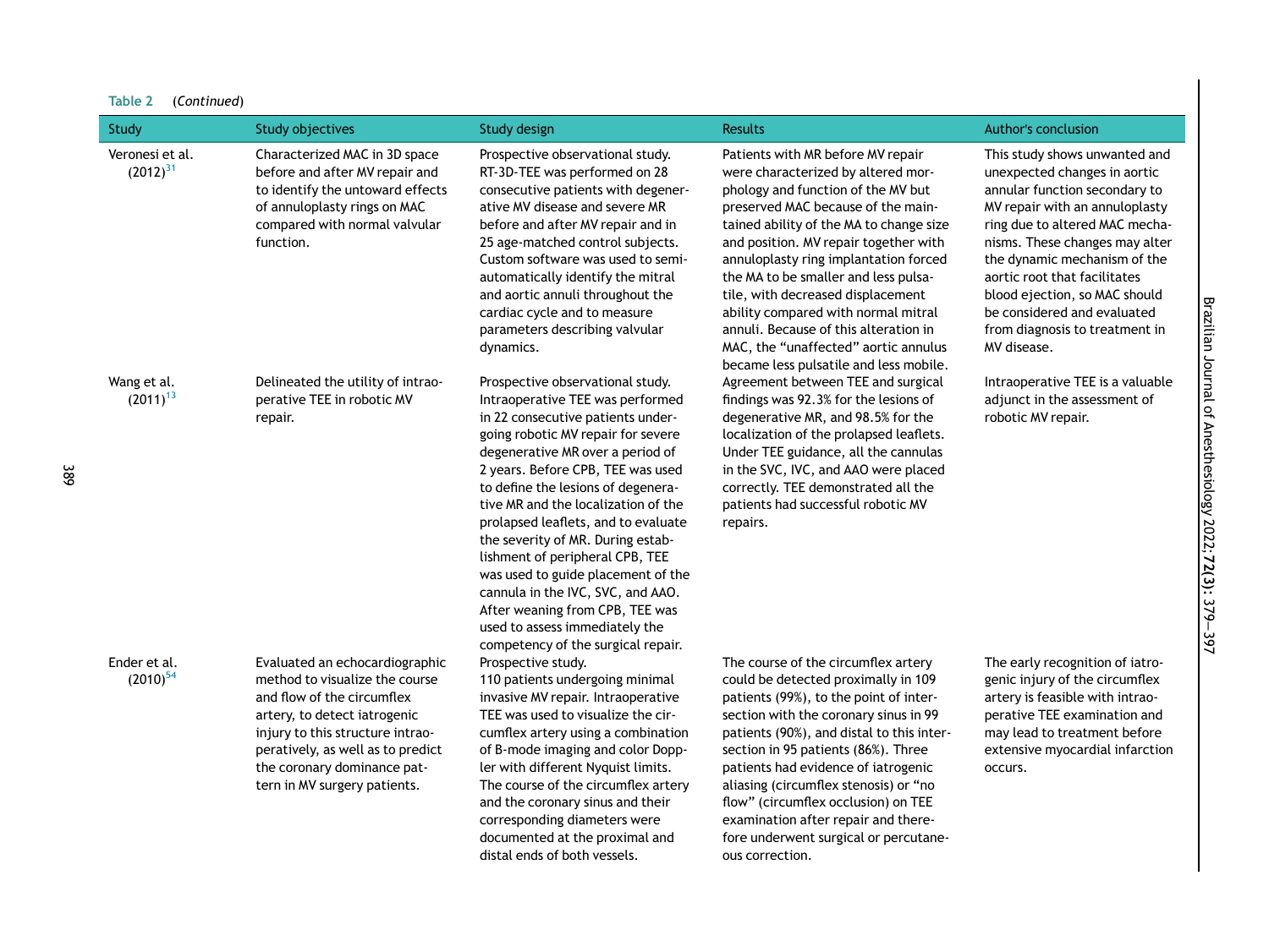**Table 2** (*Continued*)

| Study | Study objectives | Study design | Results | Author's conclusion |
|---|---|---|---|---|
| Veronesi et al. (2012)[31] | Characterized MAC in 3D space before and after MV repair and to identify the untoward effects of annuloplasty rings on MAC compared with normal valvular function. | Prospective observational study. RT-3D-TEE was performed on 28 consecutive patients with degenerative MV disease and severe MR before and after MV repair and in 25 age-matched control subjects. Custom software was used to semi-automatically identify the mitral and aortic annuli throughout the cardiac cycle and to measure parameters describing valvular dynamics. | Patients with MR before MV repair were characterized by altered morphology and function of the MV but preserved MAC because of the maintained ability of the MA to change size and position. MV repair together with annuloplasty ring implantation forced the MA to be smaller and less pulsatile, with decreased displacement ability compared with normal mitral annuli. Because of this alteration in MAC, the "unaffected" aortic annulus became less pulsatile and less mobile. | This study shows unwanted and unexpected changes in aortic annular function secondary to MV repair with an annuloplasty ring due to altered MAC mechanisms. These changes may alter the dynamic mechanism of the aortic root that facilitates blood ejection, so MAC should be considered and evaluated from diagnosis to treatment in MV disease. |
| Wang et al. (2011)[13] | Delineated the utility of intraoperative TEE in robotic MV repair. | Prospective observational study. Intraoperative TEE was performed in 22 consecutive patients undergoing robotic MV repair for severe degenerative MR over a period of 2 years. Before CPB, TEE was used to define the lesions of degenerative MR and the localization of the prolapsed leaflets, and to evaluate the severity of MR. During establishment of peripheral CPB, TEE was used to guide placement of the cannula in the IVC, SVC, and AAO. After weaning from CPB, TEE was used to assess immediately the competency of the surgical repair. | Agreement between TEE and surgical findings was 92.3% for the lesions of degenerative MR, and 98.5% for the localization of the prolapsed leaflets. Under TEE guidance, all the cannulas in the SVC, IVC, and AAO were placed correctly. TEE demonstrated all the patients had successful robotic MV repairs. | Intraoperative TEE is a valuable adjunct in the assessment of robotic MV repair. |
| Ender et al. (2010)[54] | Evaluated an echocardiographic method to visualize the course and flow of the circumflex artery, to detect iatrogenic injury to this structure intraoperatively, as well as to predict the coronary dominance pattern in MV surgery patients. | Prospective study. 110 patients undergoing minimal invasive MV repair. Intraoperative TEE was used to visualize the circumflex artery using a combination of B-mode imaging and color Doppler with different Nyquist limits. The course of the circumflex artery and the coronary sinus and their corresponding diameters were documented at the proximal and distal ends of both vessels. | The course of the circumflex artery could be detected proximally in 109 patients (99%), to the point of intersection with the coronary sinus in 99 patients (90%), and distal to this intersection in 95 patients (86%). Three patients had evidence of iatrogenic aliasing (circumflex stenosis) or "no flow" (circumflex occlusion) on TEE examination after repair and therefore underwent surgical or percutaneous correction. | The early recognition of iatrogenic injury of the circumflex artery is feasible with intraoperative TEE examination and may lead to treatment before extensive myocardial infarction occurs. |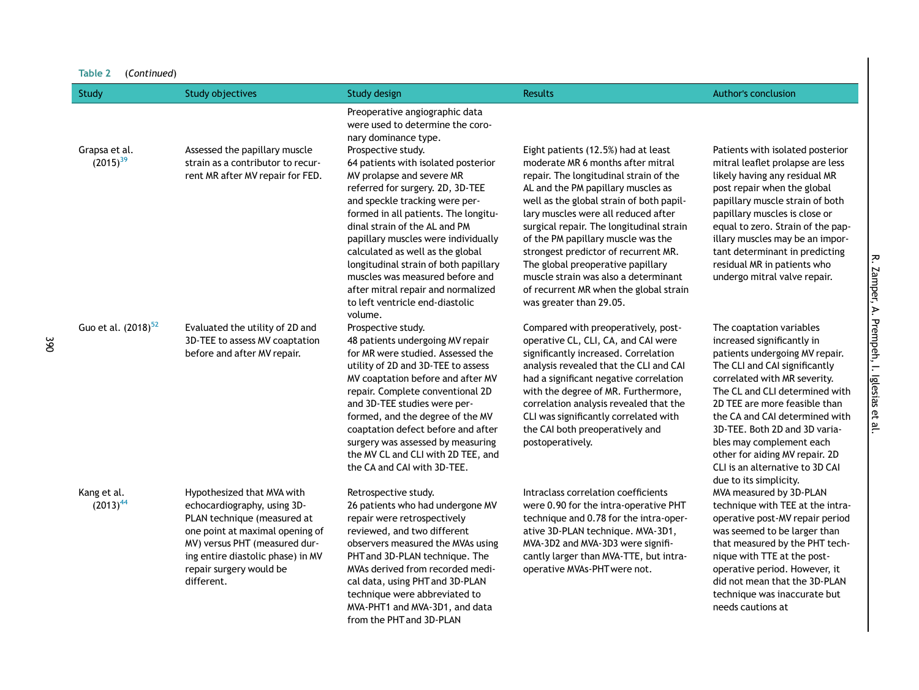Table 2 (*Continued*)

| Study | Study objectives | Study design | Results | Author's conclusion |
|---|---|---|---|---|
| | | Preoperative angiographic data were used to determine the coronary dominance type. | | |
| Grapsa et al. (2015)[39] | Assessed the papillary muscle strain as a contributor to recurrent MR after MV repair for FED. | Prospective study. 64 patients with isolated posterior MV prolapse and severe MR referred for surgery. 2D, 3D-TEE and speckle tracking were performed in all patients. The longitudinal strain of the AL and PM papillary muscles were individually calculated as well as the global longitudinal strain of both papillary muscles was measured before and after mitral repair and normalized to left ventricle end-diastolic volume. | Eight patients (12.5%) had at least moderate MR 6 months after mitral repair. The longitudinal strain of the AL and the PM papillary muscles as well as the global strain of both papillary muscles were all reduced after surgical repair. The longitudinal strain of the PM papillary muscle was the strongest predictor of recurrent MR. The global preoperative papillary muscle strain was also a determinant of recurrent MR when the global strain was greater than 29.05. | Patients with isolated posterior mitral leaflet prolapse are less likely having any residual MR post repair when the global papillary muscle strain of both papillary muscles is close or equal to zero. Strain of the papillary muscles may be an important determinant in predicting residual MR in patients who undergo mitral valve repair. |
| Guo et al. (2018)[52] | Evaluated the utility of 2D and 3D-TEE to assess MV coaptation before and after MV repair. | Prospective study. 48 patients undergoing MV repair for MR were studied. Assessed the utility of 2D and 3D-TEE to assess MV coaptation before and after MV repair. Complete conventional 2D and 3D-TEE studies were performed, and the degree of the MV coaptation defect before and after surgery was assessed by measuring the MV CL and CLI with 2D TEE, and the CA and CAI with 3D-TEE. | Compared with preoperatively, postoperative CL, CLI, CA, and CAI were significantly increased. Correlation analysis revealed that the CLI and CAI had a significant negative correlation with the degree of MR. Furthermore, correlation analysis revealed that the CLI was significantly correlated with the CAI both preoperatively and postoperatively. | The coaptation variables increased significantly in patients undergoing MV repair. The CLI and CAI significantly correlated with MR severity. The CL and CLI determined with 2D TEE are more feasible than the CA and CAI determined with 3D-TEE. Both 2D and 3D variables may complement each other for aiding MV repair. 2D CLI is an alternative to 3D CAI due to its simplicity. |
| Kang et al. (2013)[44] | Hypothesized that MVA with echocardiography, using 3D-PLAN technique (measured at one point at maximal opening of MV) versus PHT (measured during entire diastolic phase) in MV repair surgery would be different. | Retrospective study. 26 patients who had undergone MV repair were retrospectively reviewed, and two different observers measured the MVAs using PHT and 3D-PLAN technique. The MVAs derived from recorded medical data, using PHT and 3D-PLAN technique were abbreviated to MVA-PHT1 and MVA-3D1, and data from the PHT and 3D-PLAN | Intraclass correlation coefficients were 0.90 for the intra-operative PHT technique and 0.78 for the intra-operative 3D-PLAN technique. MVA-3D1, MVA-3D2 and MVA-3D3 were significantly larger than MVA-TTE, but intra-operative MVAs-PHT were not. | MVA measured by 3D-PLAN technique with TEE at the intra-operative post-MV repair period was seemed to be larger than that measured by the PHT technique with TTE at the post-operative period. However, it did not mean that the 3D-PLAN technique was inaccurate but needs cautions at |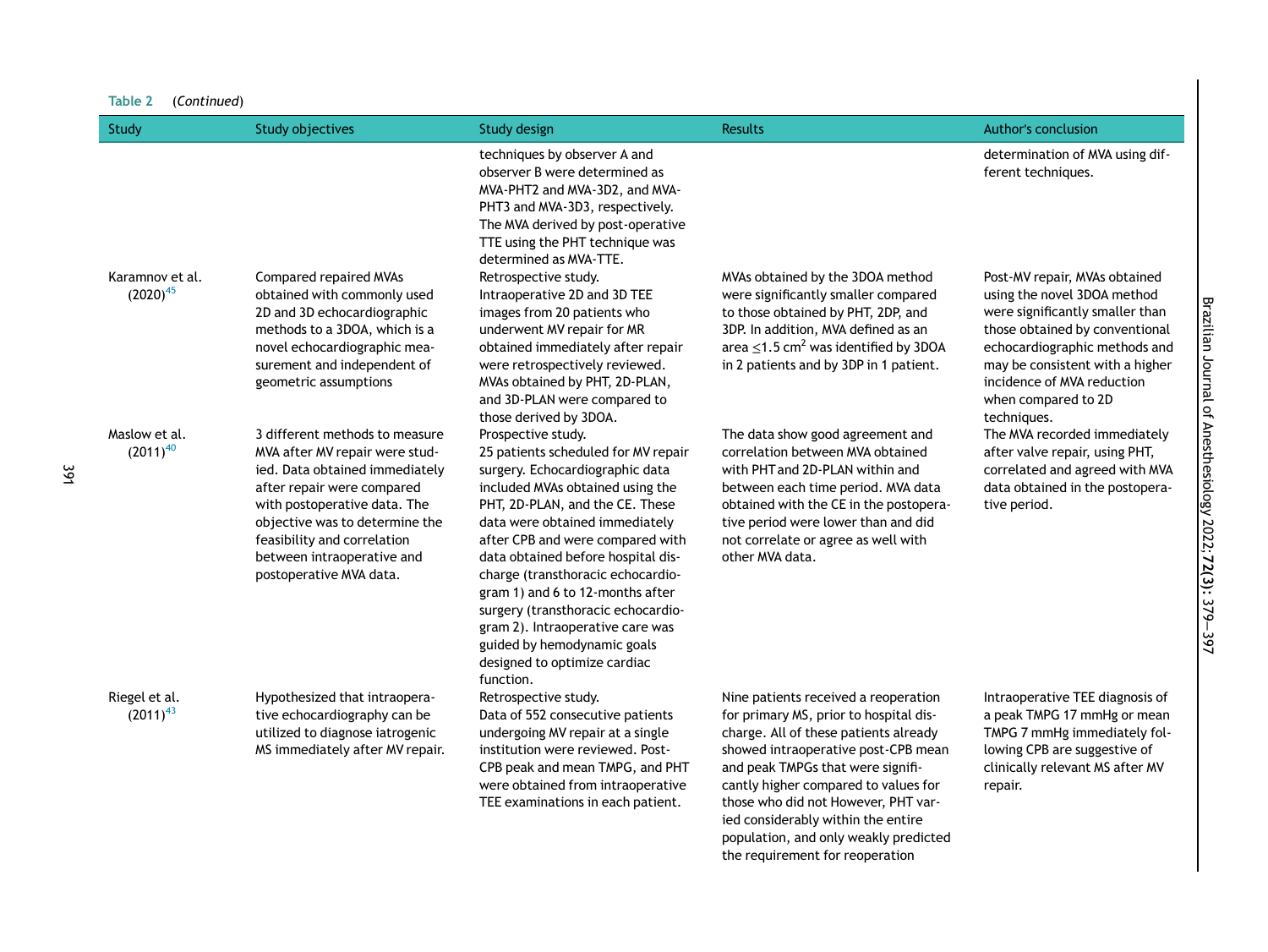Table 2 (*Continued*)

| Study | Study objectives | Study design | Results | Author's conclusion |
|---|---|---|---|---|
| | | techniques by observer A and observer B were determined as MVA-PHT2 and MVA-3D2, and MVA-PHT3 and MVA-3D3, respectively. The MVA derived by post-operative TTE using the PHT technique was determined as MVA-TTE. | | determination of MVA using different techniques. |
| Karamnov et al. (2020)[45] | Compared repaired MVAs obtained with commonly used 2D and 3D echocardiographic methods to a 3DOA, which is a novel echocardiographic measurement and independent of geometric assumptions | Retrospective study. Intraoperative 2D and 3D TEE images from 20 patients who underwent MV repair for MR obtained immediately after repair were retrospectively reviewed. MVAs obtained by PHT, 2D-PLAN, and 3D-PLAN were compared to those derived by 3DOA. | MVAs obtained by the 3DOA method were significantly smaller compared to those obtained by PHT, 2DP, and 3DP. In addition, MVA defined as an area ≤1.5 $cm^2$ was identified by 3DOA in 2 patients and by 3DP in 1 patient. | Post-MV repair, MVAs obtained using the novel 3DOA method were significantly smaller than those obtained by conventional echocardiographic methods and may be consistent with a higher incidence of MVA reduction when compared to 2D techniques. |
| Maslow et al. (2011)[40] | 3 different methods to measure MVA after MV repair were studied. Data obtained immediately after repair were compared with postoperative data. The objective was to determine the feasibility and correlation between intraoperative and postoperative MVA data. | Prospective study. 25 patients scheduled for MV repair surgery. Echocardiographic data included MVAs obtained using the PHT, 2D-PLAN, and the CE. These data were obtained immediately after CPB and were compared with data obtained before hospital discharge (transthoracic echocardiogram 1) and 6 to 12-months after surgery (transthoracic echocardiogram 2). Intraoperative care was guided by hemodynamic goals designed to optimize cardiac function. | The data show good agreement and correlation between MVA obtained with PHT and 2D-PLAN within and between each time period. MVA data obtained with the CE in the postoperative period were lower than and did not correlate or agree as well with other MVA data. | The MVA recorded immediately after valve repair, using PHT, correlated and agreed with MVA data obtained in the postoperative period. |
| Riegel et al. (2011)[43] | Hypothesized that intraoperative echocardiography can be utilized to diagnose iatrogenic MS immediately after MV repair. | Retrospective study. Data of 552 consecutive patients undergoing MV repair at a single institution were reviewed. Post-CPB peak and mean TMPG, and PHT were obtained from intraoperative TEE examinations in each patient. | Nine patients received a reoperation for primary MS, prior to hospital discharge. All of these patients already showed intraoperative post-CPB mean and peak TMPGs that were significantly higher compared to values for those who did not However, PHT varied considerably within the entire population, and only weakly predicted the requirement for reoperation | Intraoperative TEE diagnosis of a peak TMPG 17 mmHg or mean TMPG 7 mmHg immediately following CPB are suggestive of clinically relevant MS after MV repair. |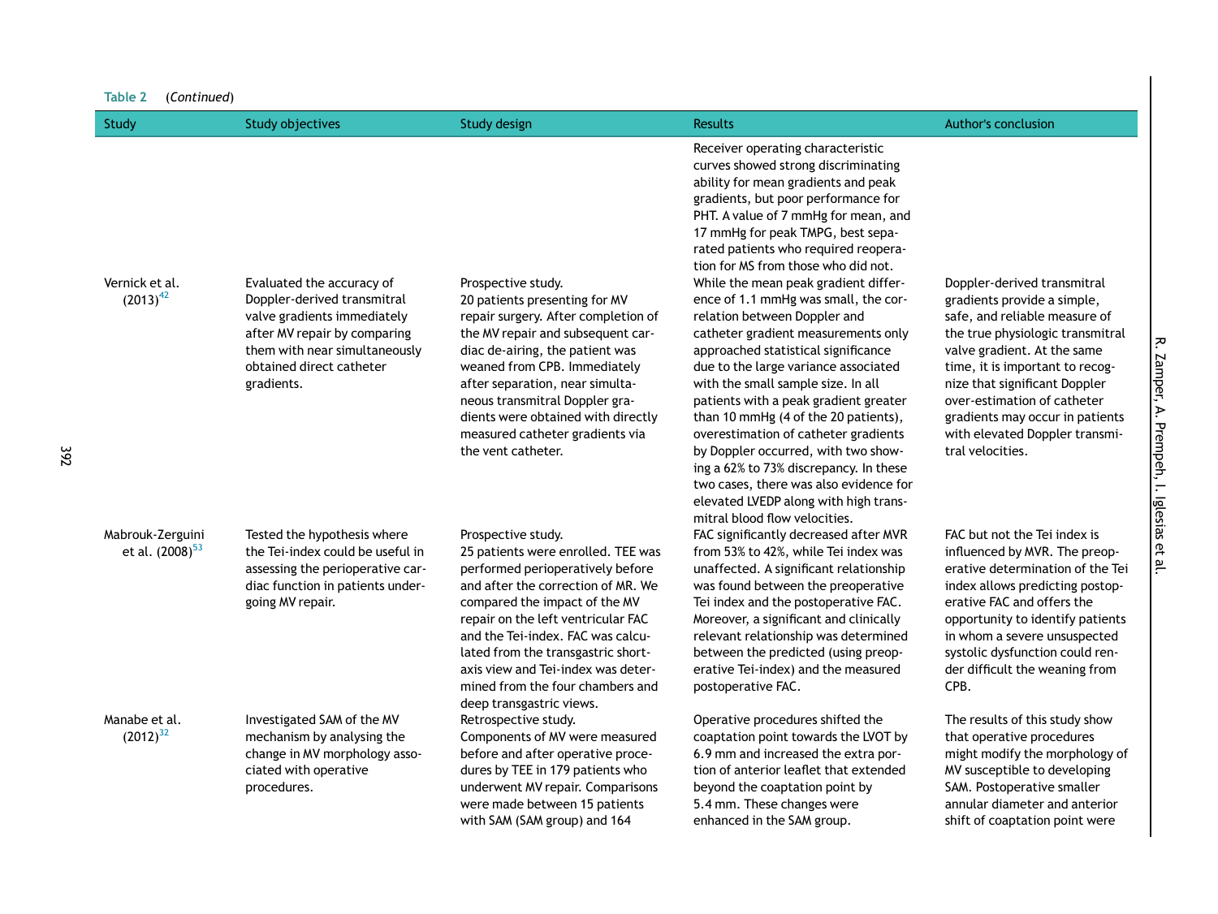**Table 2** (*Continued*)

| Study | Study objectives | Study design | Results | Author's conclusion |
|---|---|---|---|---|
| | | | Receiver operating characteristic curves showed strong discriminating ability for mean gradients and peak gradients, but poor performance for PHT. A value of 7 mmHg for mean, and 17 mmHg for peak TMPG, best separated patients who required reoperation for MS from those who did not. | |
| Vernick et al. (2013)[42] | Evaluated the accuracy of Doppler-derived transmitral valve gradients immediately after MV repair by comparing them with near simultaneously obtained direct catheter gradients. | Prospective study. 20 patients presenting for MV repair surgery. After completion of the MV repair and subsequent cardiac de-airing, the patient was weaned from CPB. Immediately after separation, near simultaneous transmitral Doppler gradients were obtained with directly measured catheter gradients via the vent catheter. | While the mean peak gradient difference of 1.1 mmHg was small, the correlation between Doppler and catheter gradient measurements only approached statistical significance due to the large variance associated with the small sample size. In all patients with a peak gradient greater than 10 mmHg (4 of the 20 patients), overestimation of catheter gradients by Doppler occurred, with two showing a 62% to 73% discrepancy. In these two cases, there was also evidence for elevated LVEDP along with high transmitral blood flow velocities. | Doppler-derived transmitral gradients provide a simple, safe, and reliable measure of the true physiologic transmitral valve gradient. At the same time, it is important to recognize that significant Doppler over-estimation of catheter gradients may occur in patients with elevated Doppler transmitral velocities. |
| Mabrouk-Zerguini et al. (2008)[53] | Tested the hypothesis where the Tei-index could be useful in assessing the perioperative cardiac function in patients undergoing MV repair. | Prospective study. 25 patients were enrolled. TEE was performed perioperatively before and after the correction of MR. We compared the impact of the MV repair on the left ventricular FAC and the Tei-index. FAC was calculated from the transgastric short-axis view and Tei-index was determined from the four chambers and deep transgastric views. | FAC significantly decreased after MVR from 53% to 42%, while Tei index was unaffected. A significant relationship was found between the preoperative Tei index and the postoperative FAC. Moreover, a significant and clinically relevant relationship was determined between the predicted (using preoperative Tei-index) and the measured postoperative FAC. | FAC but not the Tei index is influenced by MVR. The preoperative determination of the Tei index allows predicting postoperative FAC and offers the opportunity to identify patients in whom a severe unsuspected systolic dysfunction could render difficult the weaning from CPB. |
| Manabe et al. (2012)[32] | Investigated SAM of the MV mechanism by analysing the change in MV morphology associated with operative procedures. | Retrospective study. Components of MV were measured before and after operative procedures by TEE in 179 patients who underwent MV repair. Comparisons were made between 15 patients with SAM (SAM group) and 164 | Operative procedures shifted the coaptation point towards the LVOT by 6.9 mm and increased the extra portion of anterior leaflet that extended beyond the coaptation point by 5.4 mm. These changes were enhanced in the SAM group. | The results of this study show that operative procedures might modify the morphology of MV susceptible to developing SAM. Postoperative smaller annular diameter and anterior shift of coaptation point were |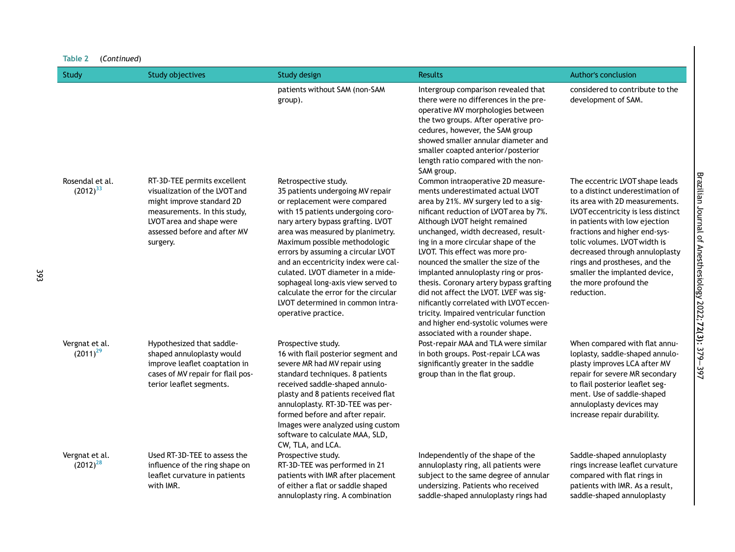**Table 2** (*Continued*)

| Study | Study objectives | Study design | Results | Author's conclusion |
|---|---|---|---|---|
| | | patients without SAM (non-SAM group). | Intergroup comparison revealed that there were no differences in the preoperative MV morphologies between the two groups. After operative procedures, however, the SAM group showed smaller annular diameter and smaller coapted anterior/posterior length ratio compared with the non-SAM group. | considered to contribute to the development of SAM. |
| Rosendal et al. (2012)[33] | RT-3D-TEE permits excellent visualization of the LVOT and might improve standard 2D measurements. In this study, LVOT area and shape were assessed before and after MV surgery. | Retrospective study. 35 patients undergoing MV repair or replacement were compared with 15 patients undergoing coronary artery bypass grafting. LVOT area was measured by planimetry. Maximum possible methodologic errors by assuming a circular LVOT and an eccentricity index were calculated. LVOT diameter in a midesophageal long-axis view served to calculate the error for the circular LVOT determined in common intraoperative practice. | Common intraoperative 2D measurements underestimated actual LVOT area by 21%. MV surgery led to a significant reduction of LVOT area by 7%. Although LVOT height remained unchanged, width decreased, resulting in a more circular shape of the LVOT. This effect was more pronounced the smaller the size of the implanted annuloplasty ring or prosthesis. Coronary artery bypass grafting did not affect the LVOT. LVEF was significantly correlated with LVOT eccentricity. Impaired ventricular function and higher end-systolic volumes were associated with a rounder shape. | The eccentric LVOT shape leads to a distinct underestimation of its area with 2D measurements. LVOT eccentricity is less distinct in patients with low ejection fractions and higher end-systolic volumes. LVOT width is decreased through annuloplasty rings and prostheses, and the smaller the implanted device, the more profound the reduction. |
| Vergnat et al. (2011)[29] | Hypothesized that saddle-shaped annuloplasty would improve leaflet coaptation in cases of MV repair for flail posterior leaflet segments. | Prospective study. 16 with flail posterior segment and severe MR had MV repair using standard techniques. 8 patients received saddle-shaped annuloplasty and 8 patients received flat annuloplasty. RT-3D-TEE was performed before and after repair. Images were analyzed using custom software to calculate MAA, SLD, CW, TLA, and LCA. | Post-repair MAA and TLA were similar in both groups. Post-repair LCA was significantly greater in the saddle group than in the flat group. | When compared with flat annuloplasty, saddle-shaped annuloplasty improves LCA after MV repair for severe MR secondary to flail posterior leaflet segment. Use of saddle-shaped annuloplasty devices may increase repair durability. |
| Vergnat et al. (2012)[28] | Used RT-3D-TEE to assess the influence of the ring shape on leaflet curvature in patients with IMR. | Prospective study. RT-3D-TEE was performed in 21 patients with IMR after placement of either a flat or saddle shaped annuloplasty ring. A combination | Independently of the shape of the annuloplasty ring, all patients were subject to the same degree of annular undersizing. Patients who received saddle-shaped annuloplasty rings had | Saddle-shaped annuloplasty rings increase leaflet curvature compared with flat rings in patients with IMR. As a result, saddle-shaped annuloplasty |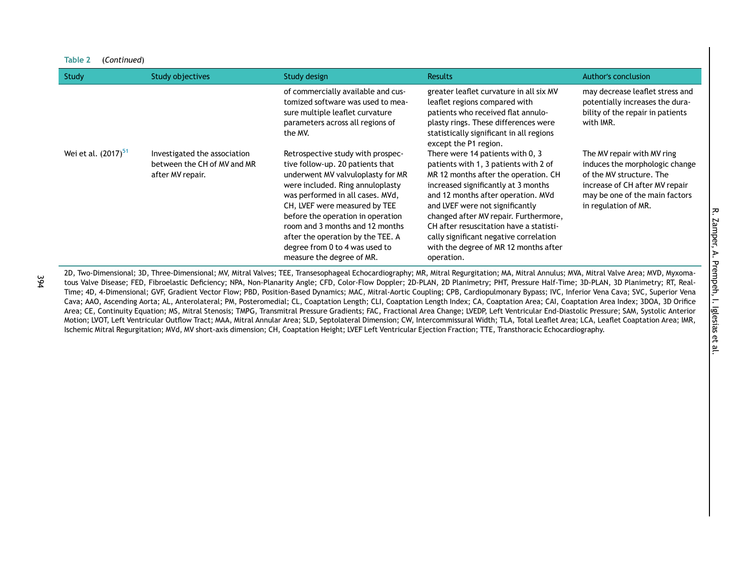**Table 2** (*Continued*)

| Study | Study objectives | Study design | Results | Author's conclusion |
|---|---|---|---|---|
| | | of commercially available and customized software was used to measure multiple leaflet curvature parameters across all regions of the MV. | greater leaflet curvature in all six MV leaflet regions compared with patients who received flat annuloplasty rings. These differences were statistically significant in all regions except the P1 region. | may decrease leaflet stress and potentially increases the durability of the repair in patients with IMR. |
| Wei et al. (2017)[51] | Investigated the association between the CH of MV and MR after MV repair. | Retrospective study with prospective follow-up. 20 patients that underwent MV valvuloplasty for MR were included. Ring annuloplasty was performed in all cases. MVd, CH, LVEF were measured by TEE before the operation in operation room and 3 months and 12 months after the operation by the TEE. A degree from 0 to 4 was used to measure the degree of MR. | There were 14 patients with 0, 3 patients with 1, 3 patients with 2 of MR 12 months after the operation. CH increased significantly at 3 months and 12 months after operation. MVd and LVEF were not significantly changed after MV repair. Furthermore, CH after resuscitation have a statistically significant negative correlation with the degree of MR 12 months after operation. | The MV repair with MV ring induces the morphologic change of the MV structure. The increase of CH after MV repair may be one of the main factors in regulation of MR. |

2D, Two-Dimensional; 3D, Three-Dimensional; MV, Mitral Valves; TEE, Transesophageal Echocardiography; MR, Mitral Regurgitation; MA, Mitral Annulus; MVA, Mitral Valve Area; MVD, Myxomatous Valve Disease; FED, Fibroelastic Deficiency; NPA, Non-Planarity Angle; CFD, Color-Flow Doppler; 2D-PLAN, 2D Planimetry; PHT, Pressure Half-Time; 3D-PLAN, 3D Planimetry; RT, Real-Time; 4D, 4-Dimensional; GVF, Gradient Vector Flow; PBD, Position-Based Dynamics; MAC, Mitral-Aortic Coupling; CPB, Cardiopulmonary Bypass; IVC, Inferior Vena Cava; SVC, Superior Vena Cava; AAO, Ascending Aorta; AL, Anterolateral; PM, Posteromedial; CL, Coaptation Length; CLI, Coaptation Length Index; CA, Coaptation Area; CAI, Coaptation Area Index; 3DOA, 3D Orifice Area; CE, Continuity Equation; MS, Mitral Stenosis; TMPG, Transmitral Pressure Gradients; FAC, Fractional Area Change; LVEDP, Left Ventricular End-Diastolic Pressure; SAM, Systolic Anterior Motion; LVOT, Left Ventricular Outflow Tract; MAA, Mitral Annular Area; SLD, Septolateral Dimension; CW, Intercommissural Width; TLA, Total Leaflet Area; LCA, Leaflet Coaptation Area; IMR, Ischemic Mitral Regurgitation; MVd, MV short-axis dimension; CH, Coaptation Height; LVEF Left Ventricular Ejection Fraction; TTE, Transthoracic Echocardiography.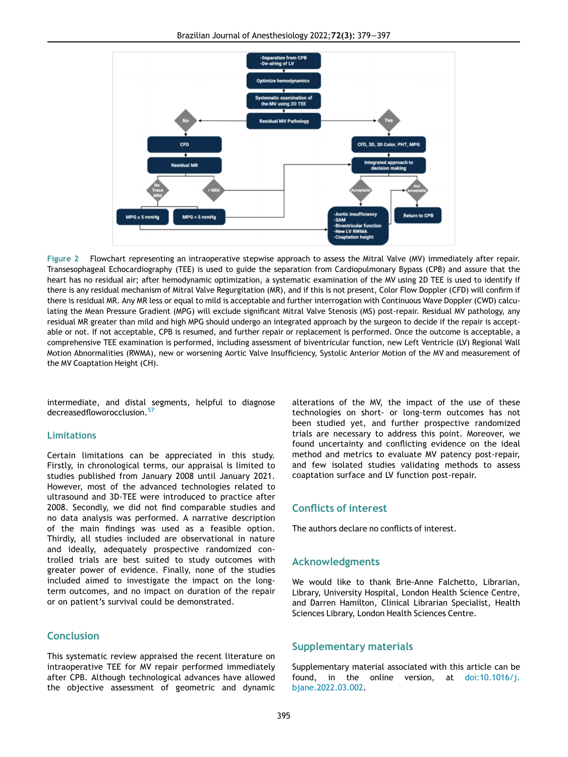Figure 2 Flowchart representing an intraoperative stepwise approach to assess the Mitral Valve (MV) immediately after repair. Transesophageal Echocardiography (TEE) is used to guide the separation from Cardiopulmonary Bypass (CPB) and assure that the heart has no residual air; after hemodynamic optimization, a systematic examination of the MV using 2D TEE is used to identify if there is any residual mechanism of Mitral Valve Regurgitation (MR), and if this is not present, Color Flow Doppler (CFD) will confirm if there is residual MR. Any MR less or equal to mild is acceptable and further interrogation with Continuous Wave Doppler (CWD) calculating the Mean Pressure Gradient (MPG) will exclude significant Mitral Valve Stenosis (MS) post-repair. Residual MV pathology, any residual MR greater than mild and high MPG should undergo an integrated approach by the surgeon to decide if the repair is acceptable or not. If not acceptable, CPB is resumed, and further repair or replacement is performed. Once the outcome is acceptable, a comprehensive TEE examination is performed, including assessment of biventricular function, new Left Ventricle (LV) Regional Wall Motion Abnormalities (RWMA), new or worsening Aortic Valve Insufficiency, Systolic Anterior Motion of the MV and measurement of the MV Coaptation Height (CH).

intermediate, and distal segments, helpful to diagnose decreasedfloworocclusion.[57]

## Limitations

Certain limitations can be appreciated in this study. Firstly, in chronological terms, our appraisal is limited to studies published from January 2008 until January 2021. However, most of the advanced technologies related to ultrasound and 3D-TEE were introduced to practice after 2008. Secondly, we did not find comparable studies and no data analysis was performed. A narrative description of the main findings was used as a feasible option. Thirdly, all studies included are observational in nature and ideally, adequately prospective randomized controlled trials are best suited to study outcomes with greater power of evidence. Finally, none of the studies included aimed to investigate the impact on the long-term outcomes, and no impact on duration of the repair or on patient's survival could be demonstrated.

## Conclusion

This systematic review appraised the recent literature on intraoperative TEE for MV repair performed immediately after CPB. Although technological advances have allowed the objective assessment of geometric and dynamic alterations of the MV, the impact of the use of these technologies on short- or long-term outcomes has not been studied yet, and further prospective randomized trials are necessary to address this point. Moreover, we found uncertainty and conflicting evidence on the ideal method and metrics to evaluate MV patency post-repair, and few isolated studies validating methods to assess coaptation surface and LV function post-repair.

## Conflicts of interest

The authors declare no conflicts of interest.

## Acknowledgments

We would like to thank Brie-Anne Falchetto, Librarian, Library, University Hospital, London Health Science Centre, and Darren Hamilton, Clinical Librarian Specialist, Health Sciences Library, London Health Sciences Centre.

## Supplementary materials

Supplementary material associated with this article can be found, in the online version, at doi:10.1016/j.bjane.2022.03.002.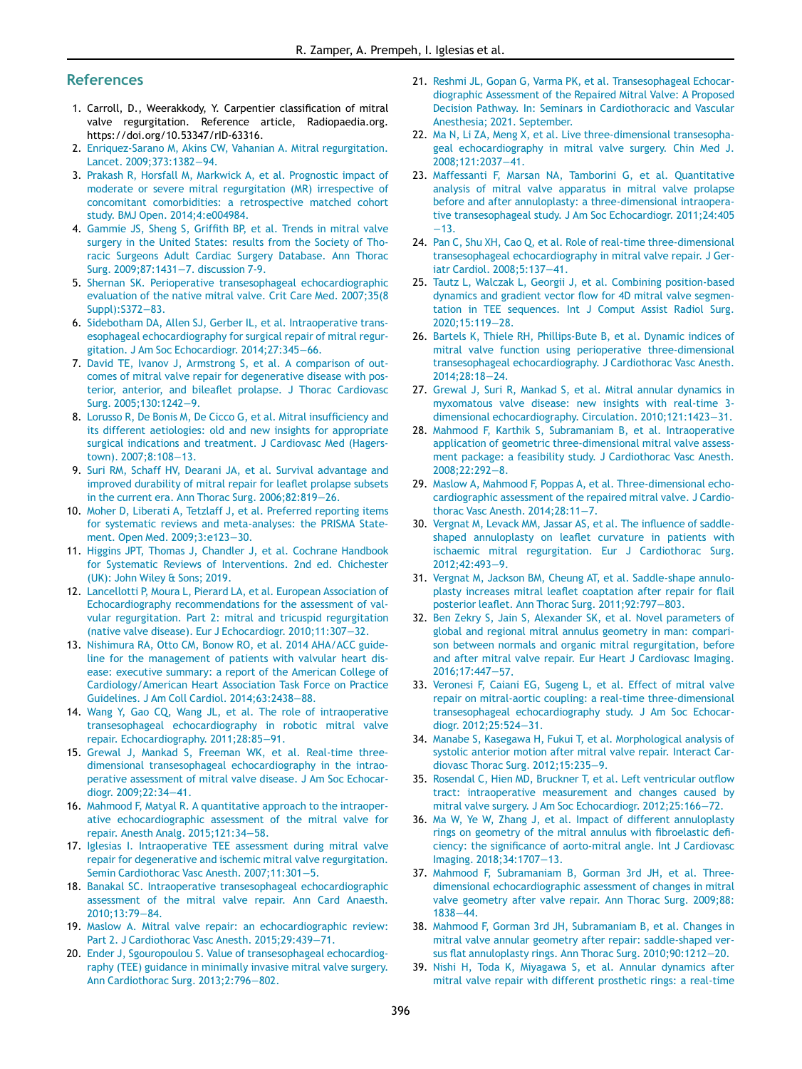## References

1. Carroll, D., Weerakkody, Y. Carpentier classification of mitral valve regurgitation. Reference article, Radiopaedia.org. https://doi.org/10.53347/rID-63316.
2. Enriquez-Sarano M, Akins CW, Vahanian A. Mitral regurgitation. Lancet. 2009;373:1382—94.
3. Prakash R, Horsfall M, Markwick A, et al. Prognostic impact of moderate or severe mitral regurgitation (MR) irrespective of concomitant comorbidities: a retrospective matched cohort study. BMJ Open. 2014;4:e004984.
4. Gammie JS, Sheng S, Griffith BP, et al. Trends in mitral valve surgery in the United States: results from the Society of Thoracic Surgeons Adult Cardiac Surgery Database. Ann Thorac Surg. 2009;87:1431—7. discussion 7-9.
5. Shernan SK. Perioperative transesophageal echocardiographic evaluation of the native mitral valve. Crit Care Med. 2007;35(8 Suppl):S372—83.
6. Sidebotham DA, Allen SJ, Gerber IL, et al. Intraoperative transesophageal echocardiography for surgical repair of mitral regurgitation. J Am Soc Echocardiogr. 2014;27:345—66.
7. David TE, Ivanov J, Armstrong S, et al. A comparison of outcomes of mitral valve repair for degenerative disease with posterior, anterior, and bileaflet prolapse. J Thorac Cardiovasc Surg. 2005;130:1242—9.
8. Lorusso R, De Bonis M, De Cicco G, et al. Mitral insufficiency and its different aetiologies: old and new insights for appropriate surgical indications and treatment. J Cardiovasc Med (Hagerstown). 2007;8:108—13.
9. Suri RM, Schaff HV, Dearani JA, et al. Survival advantage and improved durability of mitral repair for leaflet prolapse subsets in the current era. Ann Thorac Surg. 2006;82:819—26.
10. Moher D, Liberati A, Tetzlaff J, et al. Preferred reporting items for systematic reviews and meta-analyses: the PRISMA Statement. Open Med. 2009;3:e123—30.
11. Higgins JPT, Thomas J, Chandler J, et al. Cochrane Handbook for Systematic Reviews of Interventions. 2nd ed. Chichester (UK): John Wiley & Sons; 2019.
12. Lancellotti P, Moura L, Pierard LA, et al. European Association of Echocardiography recommendations for the assessment of valvular regurgitation. Part 2: mitral and tricuspid regurgitation (native valve disease). Eur J Echocardiogr. 2010;11:307—32.
13. Nishimura RA, Otto CM, Bonow RO, et al. 2014 AHA/ACC guideline for the management of patients with valvular heart disease: executive summary: a report of the American College of Cardiology/American Heart Association Task Force on Practice Guidelines. J Am Coll Cardiol. 2014;63:2438—88.
14. Wang Y, Gao CQ, Wang JL, et al. The role of intraoperative transesophageal echocardiography in robotic mitral valve repair. Echocardiography. 2011;28:85—91.
15. Grewal J, Mankad S, Freeman WK, et al. Real-time three-dimensional transesophageal echocardiography in the intraoperative assessment of mitral valve disease. J Am Soc Echocardiogr. 2009;22:34—41.
16. Mahmood F, Matyal R. A quantitative approach to the intraoperative echocardiographic assessment of the mitral valve for repair. Anesth Analg. 2015;121:34—58.
17. Iglesias I. Intraoperative TEE assessment during mitral valve repair for degenerative and ischemic mitral valve regurgitation. Semin Cardiothorac Vasc Anesth. 2007;11:301—5.
18. Banakal SC. Intraoperative transesophageal echocardiographic assessment of the mitral valve repair. Ann Card Anaesth. 2010;13:79—84.
19. Maslow A. Mitral valve repair: an echocardiographic review: Part 2. J Cardiothorac Vasc Anesth. 2015;29:439—71.
20. Ender J, Sgouropoulou S. Value of transesophageal echocardiography (TEE) guidance in minimally invasive mitral valve surgery. Ann Cardiothorac Surg. 2013;2:796—802.
21. Reshmi JL, Gopan G, Varma PK, et al. Transesophageal Echocardiographic Assessment of the Repaired Mitral Valve: A Proposed Decision Pathway. In: Seminars in Cardiothoracic and Vascular Anesthesia; 2021. September.
22. Ma N, Li ZA, Meng X, et al. Live three-dimensional transesophageal echocardiography in mitral valve surgery. Chin Med J. 2008;121:2037—41.
23. Maffessanti F, Marsan NA, Tamborini G, et al. Quantitative analysis of mitral valve apparatus in mitral valve prolapse before and after annuloplasty: a three-dimensional intraoperative transesophageal study. J Am Soc Echocardiogr. 2011;24:405—13.
24. Pan C, Shu XH, Cao Q, et al. Role of real-time three-dimensional transesophageal echocardiography in mitral valve repair. J Geriatr Cardiol. 2008;5:137—41.
25. Tautz L, Walczak L, Georgii J, et al. Combining position-based dynamics and gradient vector flow for 4D mitral valve segmentation in TEE sequences. Int J Comput Assist Radiol Surg. 2020;15:119—28.
26. Bartels K, Thiele RH, Phillips-Bute B, et al. Dynamic indices of mitral valve function using perioperative three-dimensional transesophageal echocardiography. J Cardiothorac Vasc Anesth. 2014;28:18—24.
27. Grewal J, Suri R, Mankad S, et al. Mitral annular dynamics in myxomatous valve disease: new insights with real-time 3-dimensional echocardiography. Circulation. 2010;121:1423—31.
28. Mahmood F, Karthik S, Subramaniam B, et al. Intraoperative application of geometric three-dimensional mitral valve assessment package: a feasibility study. J Cardiothorac Vasc Anesth. 2008;22:292—8.
29. Maslow A, Mahmood F, Poppas A, et al. Three-dimensional echocardiographic assessment of the repaired mitral valve. J Cardiothorac Vasc Anesth. 2014;28:11—7.
30. Vergnat M, Levack MM, Jassar AS, et al. The influence of saddle-shaped annuloplasty on leaflet curvature in patients with ischaemic mitral regurgitation. Eur J Cardiothorac Surg. 2012;42:493—9.
31. Vergnat M, Jackson BM, Cheung AT, et al. Saddle-shape annuloplasty increases mitral leaflet coaptation after repair for flail posterior leaflet. Ann Thorac Surg. 2011;92:797—803.
32. Ben Zekry S, Jain S, Alexander SK, et al. Novel parameters of global and regional mitral annulus geometry in man: comparison between normals and organic mitral regurgitation, before and after mitral valve repair. Eur Heart J Cardiovasc Imaging. 2016;17:447—57.
33. Veronesi F, Caiani EG, Sugeng L, et al. Effect of mitral valve repair on mitral-aortic coupling: a real-time three-dimensional transesophageal echocardiography study. J Am Soc Echocardiogr. 2012;25:524—31.
34. Manabe S, Kasegawa H, Fukui T, et al. Morphological analysis of systolic anterior motion after mitral valve repair. Interact Cardiovasc Thorac Surg. 2012;15:235—9.
35. Rosendal C, Hien MD, Bruckner T, et al. Left ventricular outflow tract: intraoperative measurement and changes caused by mitral valve surgery. J Am Soc Echocardiogr. 2012;25:166—72.
36. Ma W, Ye W, Zhang J, et al. Impact of different annuloplasty rings on geometry of the mitral annulus with fibroelastic deficiency: the significance of aorto-mitral angle. Int J Cardiovasc Imaging. 2018;34:1707—13.
37. Mahmood F, Subramaniam B, Gorman 3rd JH, et al. Three-dimensional echocardiographic assessment of changes in mitral valve geometry after valve repair. Ann Thorac Surg. 2009;88:1838—44.
38. Mahmood F, Gorman 3rd JH, Subramaniam B, et al. Changes in mitral valve annular geometry after repair: saddle-shaped versus flat annuloplasty rings. Ann Thorac Surg. 2010;90:1212—20.
39. Nishi H, Toda K, Miyagawa S, et al. Annular dynamics after mitral valve repair with different prosthetic rings: a real-time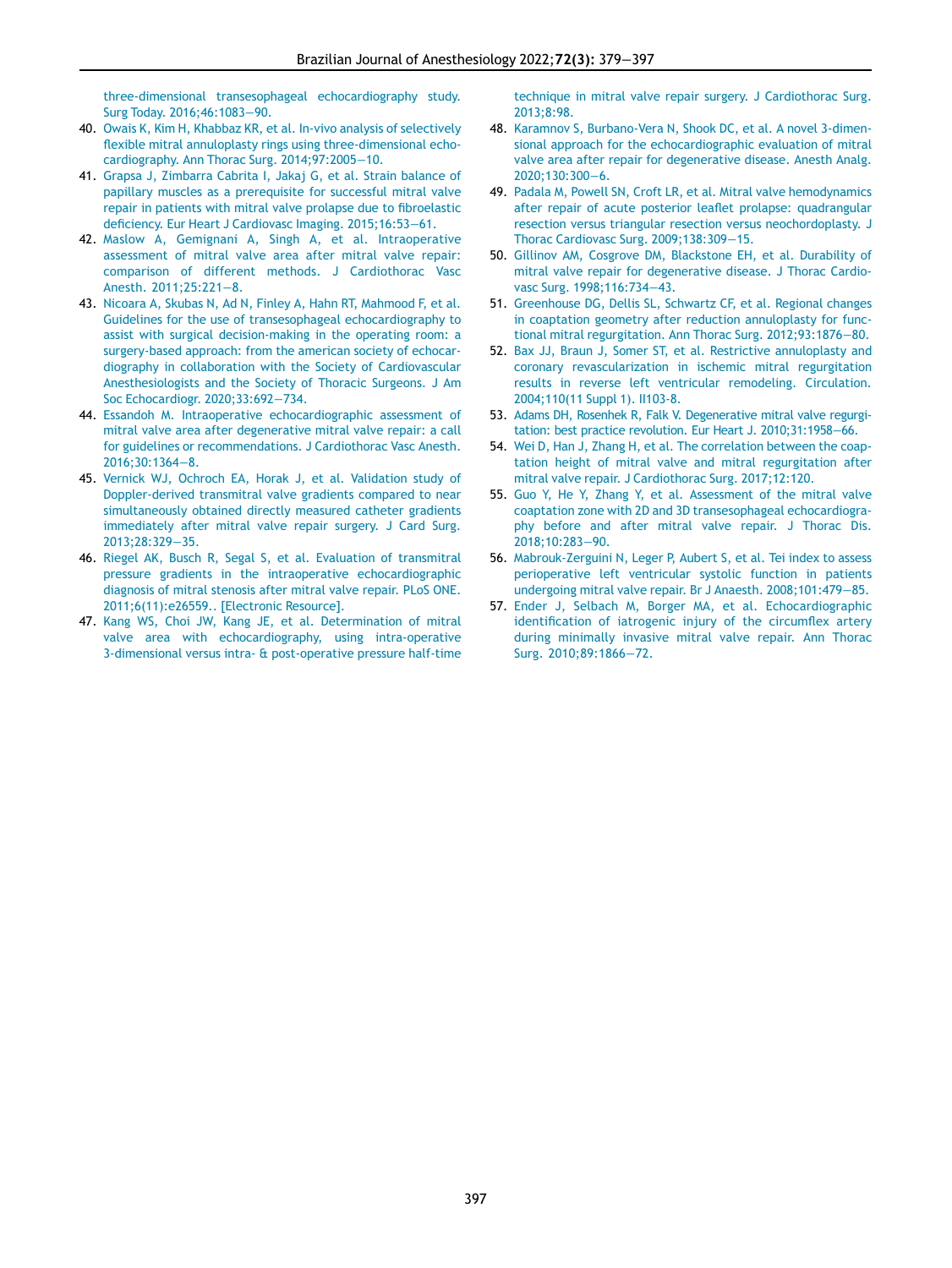three-dimensional transesophageal echocardiography study. Surg Today. 2016;46:1083–90.

40. Owais K, Kim H, Khabbaz KR, et al. In-vivo analysis of selectively flexible mitral annuloplasty rings using three-dimensional echocardiography. Ann Thorac Surg. 2014;97:2005–10.
41. Grapsa J, Zimbarra Cabrita I, Jakaj G, et al. Strain balance of papillary muscles as a prerequisite for successful mitral valve repair in patients with mitral valve prolapse due to fibroelastic deficiency. Eur Heart J Cardiovasc Imaging. 2015;16:53–61.
42. Maslow A, Gemignani A, Singh A, et al. Intraoperative assessment of mitral valve area after mitral valve repair: comparison of different methods. J Cardiothorac Vasc Anesth. 2011;25:221–8.
43. Nicoara A, Skubas N, Ad N, Finley A, Hahn RT, Mahmood F, et al. Guidelines for the use of transesophageal echocardiography to assist with surgical decision-making in the operating room: a surgery-based approach: from the american society of echocardiography in collaboration with the Society of Cardiovascular Anesthesiologists and the Society of Thoracic Surgeons. J Am Soc Echocardiogr. 2020;33:692–734.
44. Essandoh M. Intraoperative echocardiographic assessment of mitral valve area after degenerative mitral valve repair: a call for guidelines or recommendations. J Cardiothorac Vasc Anesth. 2016;30:1364–8.
45. Vernick WJ, Ochroch EA, Horak J, et al. Validation study of Doppler-derived transmitral valve gradients compared to near simultaneously obtained directly measured catheter gradients immediately after mitral valve repair surgery. J Card Surg. 2013;28:329–35.
46. Riegel AK, Busch R, Segal S, et al. Evaluation of transmitral pressure gradients in the intraoperative echocardiographic diagnosis of mitral stenosis after mitral valve repair. PLoS ONE. 2011;6(11):e26559.. [Electronic Resource].
47. Kang WS, Choi JW, Kang JE, et al. Determination of mitral valve area with echocardiography, using intra-operative 3-dimensional versus intra- & post-operative pressure half-time technique in mitral valve repair surgery. J Cardiothorac Surg. 2013;8:98.
48. Karamnov S, Burbano-Vera N, Shook DC, et al. A novel 3-dimensional approach for the echocardiographic evaluation of mitral valve area after repair for degenerative disease. Anesth Analg. 2020;130:300–6.
49. Padala M, Powell SN, Croft LR, et al. Mitral valve hemodynamics after repair of acute posterior leaflet prolapse: quadrangular resection versus triangular resection versus neochordoplasty. J Thorac Cardiovasc Surg. 2009;138:309–15.
50. Gillinov AM, Cosgrove DM, Blackstone EH, et al. Durability of mitral valve repair for degenerative disease. J Thorac Cardiovasc Surg. 1998;116:734–43.
51. Greenhouse DG, Dellis SL, Schwartz CF, et al. Regional changes in coaptation geometry after reduction annuloplasty for functional mitral regurgitation. Ann Thorac Surg. 2012;93:1876–80.
52. Bax JJ, Braun J, Somer ST, et al. Restrictive annuloplasty and coronary revascularization in ischemic mitral regurgitation results in reverse left ventricular remodeling. Circulation. 2004;110(11 Suppl 1). II103-8.
53. Adams DH, Rosenhek R, Falk V. Degenerative mitral valve regurgitation: best practice revolution. Eur Heart J. 2010;31:1958–66.
54. Wei D, Han J, Zhang H, et al. The correlation between the coaptation height of mitral valve and mitral regurgitation after mitral valve repair. J Cardiothorac Surg. 2017;12:120.
55. Guo Y, He Y, Zhang Y, et al. Assessment of the mitral valve coaptation zone with 2D and 3D transesophageal echocardiography before and after mitral valve repair. J Thorac Dis. 2018;10:283–90.
56. Mabrouk-Zerguini N, Leger P, Aubert S, et al. Tei index to assess perioperative left ventricular systolic function in patients undergoing mitral valve repair. Br J Anaesth. 2008;101:479–85.
57. Ender J, Selbach M, Borger MA, et al. Echocardiographic identification of iatrogenic injury of the circumflex artery during minimally invasive mitral valve repair. Ann Thorac Surg. 2010;89:1866–72.